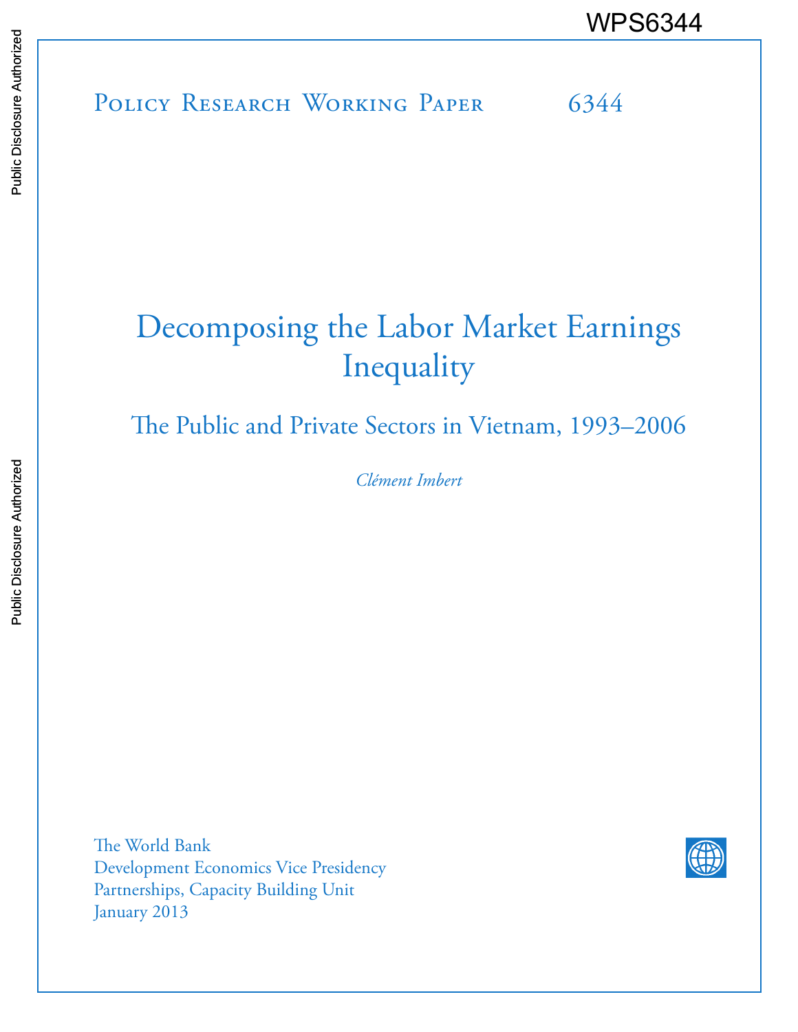WPS6344

Policy Research Working Paper 6344

# Decomposing the Labor Market Earnings Inequality

## The Public and Private Sectors in Vietnam, 1993–2006

*Clément Imbert*

The World Bank
Development Economics Vice Presidency
Partnerships, Capacity Building Unit
January 2013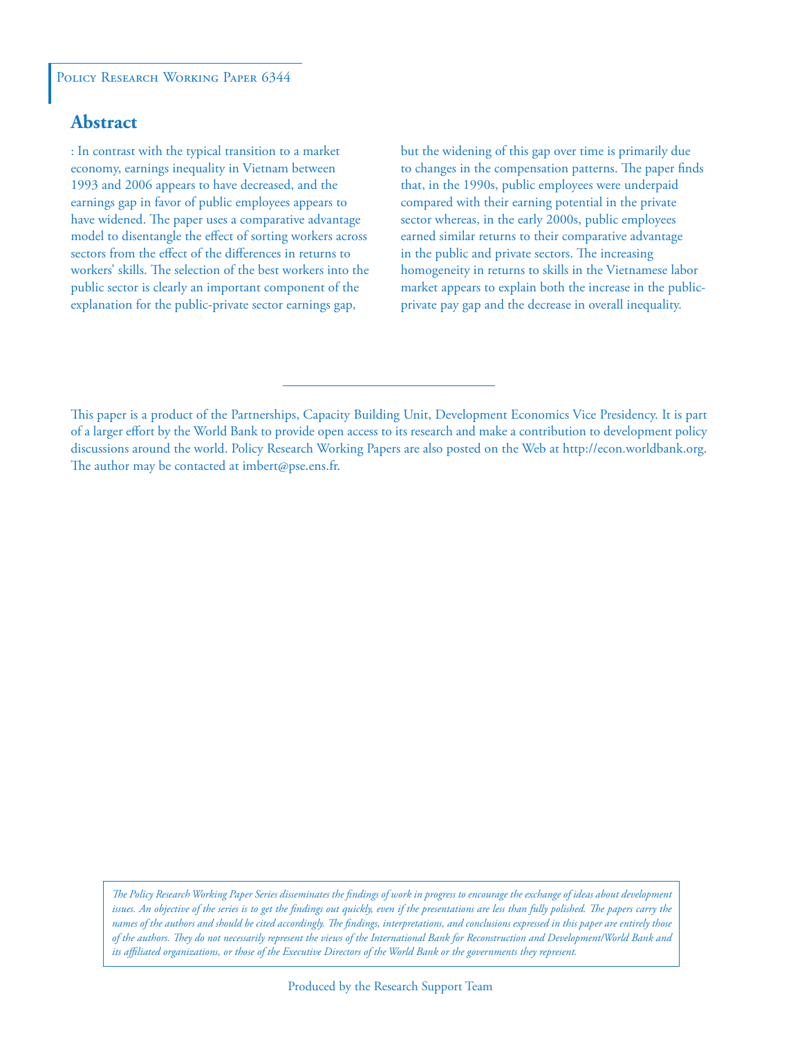Policy Research Working Paper 6344

## Abstract

: In contrast with the typical transition to a market economy, earnings inequality in Vietnam between 1993 and 2006 appears to have decreased, and the earnings gap in favor of public employees appears to have widened. The paper uses a comparative advantage model to disentangle the effect of sorting workers across sectors from the effect of the differences in returns to workers' skills. The selection of the best workers into the public sector is clearly an important component of the explanation for the public-private sector earnings gap, but the widening of this gap over time is primarily due to changes in the compensation patterns. The paper finds that, in the 1990s, public employees were underpaid compared with their earning potential in the private sector whereas, in the early 2000s, public employees earned similar returns to their comparative advantage in the public and private sectors. The increasing homogeneity in returns to skills in the Vietnamese labor market appears to explain both the increase in the public-private pay gap and the decrease in overall inequality.

---

This paper is a product of the Partnerships, Capacity Building Unit, Development Economics Vice Presidency. It is part of a larger effort by the World Bank to provide open access to its research and make a contribution to development policy discussions around the world. Policy Research Working Papers are also posted on the Web at http://econ.worldbank.org. The author may be contacted at imbert@pse.ens.fr.

*The Policy Research Working Paper Series disseminates the findings of work in progress to encourage the exchange of ideas about development issues. An objective of the series is to get the findings out quickly, even if the presentations are less than fully polished. The papers carry the names of the authors and should be cited accordingly. The findings, interpretations, and conclusions expressed in this paper are entirely those of the authors. They do not necessarily represent the views of the International Bank for Reconstruction and Development/World Bank and its affiliated organizations, or those of the Executive Directors of the World Bank or the governments they represent.*

Produced by the Research Support Team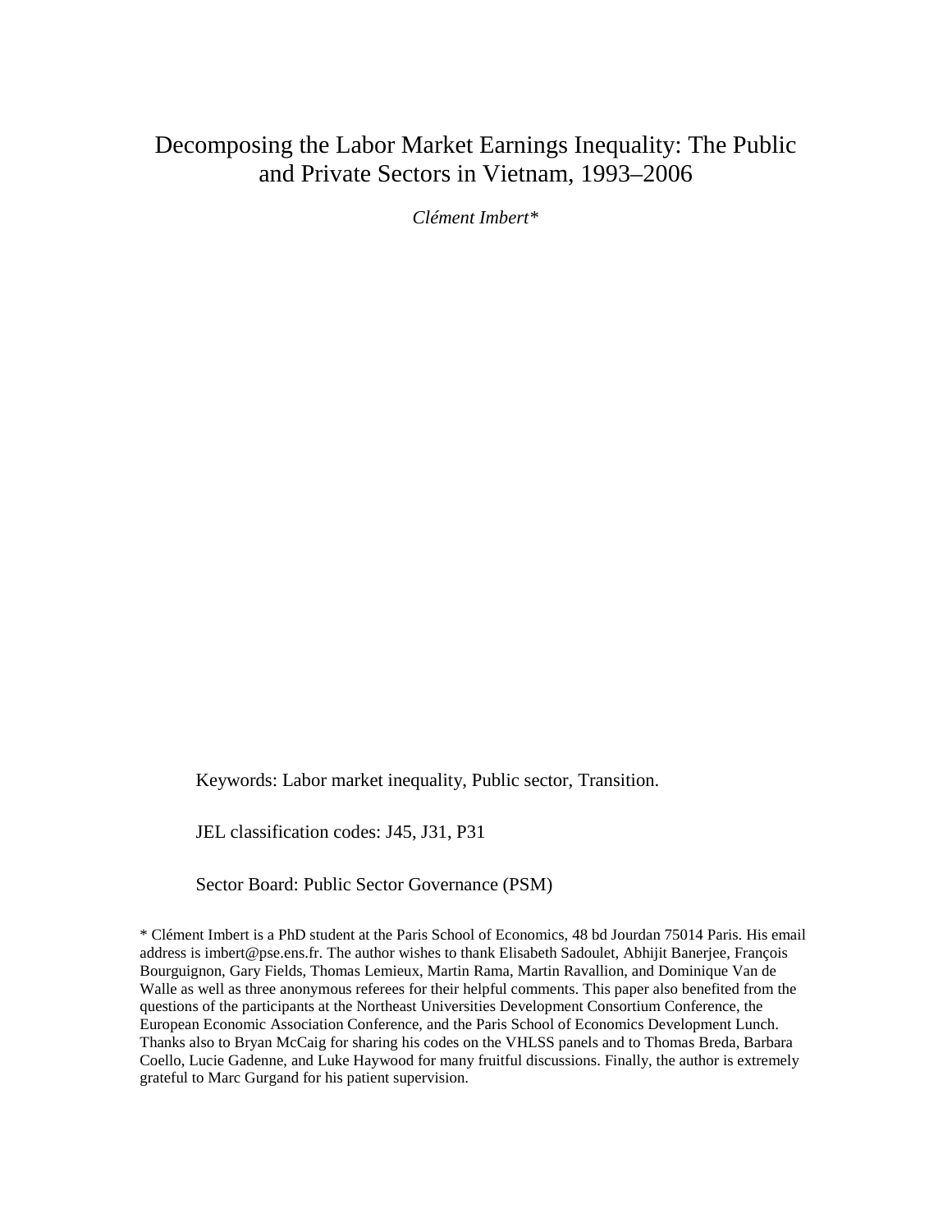# Decomposing the Labor Market Earnings Inequality: The Public and Private Sectors in Vietnam, 1993–2006

*Clément Imbert\**

Keywords: Labor market inequality, Public sector, Transition.

JEL classification codes: J45, J31, P31

Sector Board: Public Sector Governance (PSM)

\* Clément Imbert is a PhD student at the Paris School of Economics, 48 bd Jourdan 75014 Paris. His email address is imbert@pse.ens.fr. The author wishes to thank Elisabeth Sadoulet, Abhijit Banerjee, François Bourguignon, Gary Fields, Thomas Lemieux, Martin Rama, Martin Ravallion, and Dominique Van de Walle as well as three anonymous referees for their helpful comments. This paper also benefited from the questions of the participants at the Northeast Universities Development Consortium Conference, the European Economic Association Conference, and the Paris School of Economics Development Lunch. Thanks also to Bryan McCaig for sharing his codes on the VHLSS panels and to Thomas Breda, Barbara Coello, Lucie Gadenne, and Luke Haywood for many fruitful discussions. Finally, the author is extremely grateful to Marc Gurgand for his patient supervision.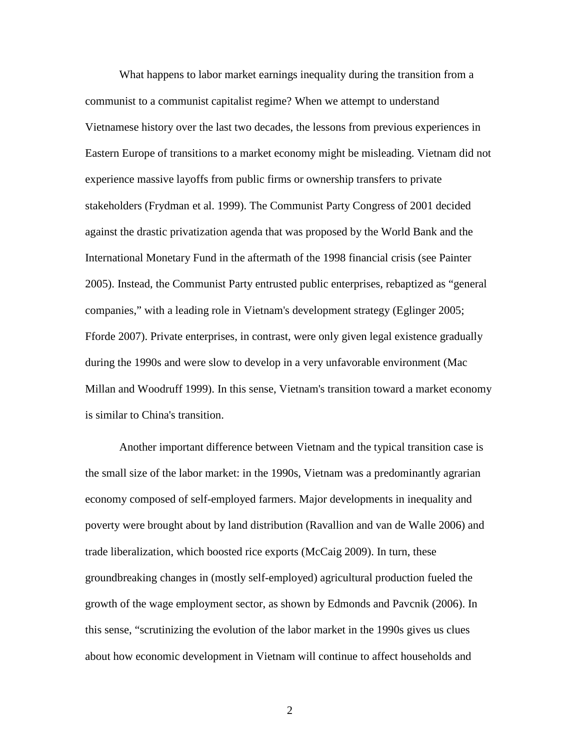What happens to labor market earnings inequality during the transition from a communist to a communist capitalist regime? When we attempt to understand Vietnamese history over the last two decades, the lessons from previous experiences in Eastern Europe of transitions to a market economy might be misleading. Vietnam did not experience massive layoffs from public firms or ownership transfers to private stakeholders (Frydman et al. 1999). The Communist Party Congress of 2001 decided against the drastic privatization agenda that was proposed by the World Bank and the International Monetary Fund in the aftermath of the 1998 financial crisis (see Painter 2005). Instead, the Communist Party entrusted public enterprises, rebaptized as "general companies," with a leading role in Vietnam's development strategy (Eglinger 2005; Fforde 2007). Private enterprises, in contrast, were only given legal existence gradually during the 1990s and were slow to develop in a very unfavorable environment (Mac Millan and Woodruff 1999). In this sense, Vietnam's transition toward a market economy is similar to China's transition.

Another important difference between Vietnam and the typical transition case is the small size of the labor market: in the 1990s, Vietnam was a predominantly agrarian economy composed of self-employed farmers. Major developments in inequality and poverty were brought about by land distribution (Ravallion and van de Walle 2006) and trade liberalization, which boosted rice exports (McCaig 2009). In turn, these groundbreaking changes in (mostly self-employed) agricultural production fueled the growth of the wage employment sector, as shown by Edmonds and Pavcnik (2006). In this sense, "scrutinizing the evolution of the labor market in the 1990s gives us clues about how economic development in Vietnam will continue to affect households and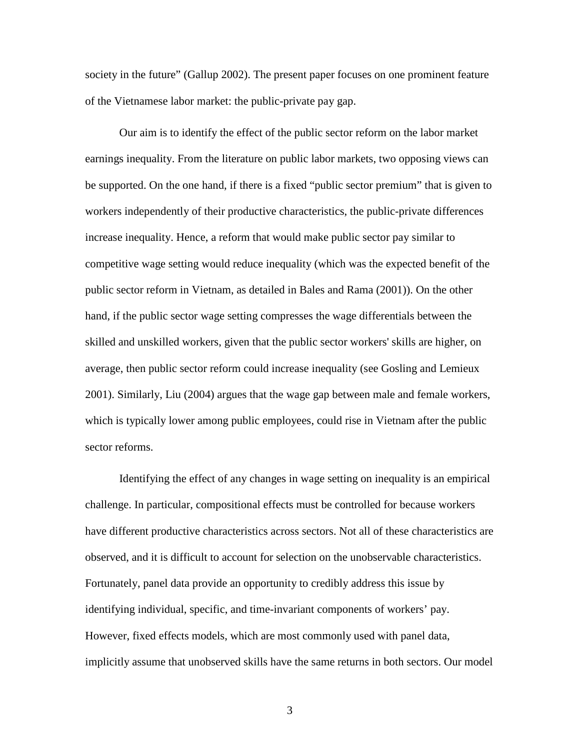society in the future" (Gallup 2002). The present paper focuses on one prominent feature of the Vietnamese labor market: the public-private pay gap.

Our aim is to identify the effect of the public sector reform on the labor market earnings inequality. From the literature on public labor markets, two opposing views can be supported. On the one hand, if there is a fixed "public sector premium" that is given to workers independently of their productive characteristics, the public-private differences increase inequality. Hence, a reform that would make public sector pay similar to competitive wage setting would reduce inequality (which was the expected benefit of the public sector reform in Vietnam, as detailed in Bales and Rama (2001)). On the other hand, if the public sector wage setting compresses the wage differentials between the skilled and unskilled workers, given that the public sector workers' skills are higher, on average, then public sector reform could increase inequality (see Gosling and Lemieux 2001). Similarly, Liu (2004) argues that the wage gap between male and female workers, which is typically lower among public employees, could rise in Vietnam after the public sector reforms.

Identifying the effect of any changes in wage setting on inequality is an empirical challenge. In particular, compositional effects must be controlled for because workers have different productive characteristics across sectors. Not all of these characteristics are observed, and it is difficult to account for selection on the unobservable characteristics. Fortunately, panel data provide an opportunity to credibly address this issue by identifying individual, specific, and time-invariant components of workers' pay. However, fixed effects models, which are most commonly used with panel data, implicitly assume that unobserved skills have the same returns in both sectors. Our model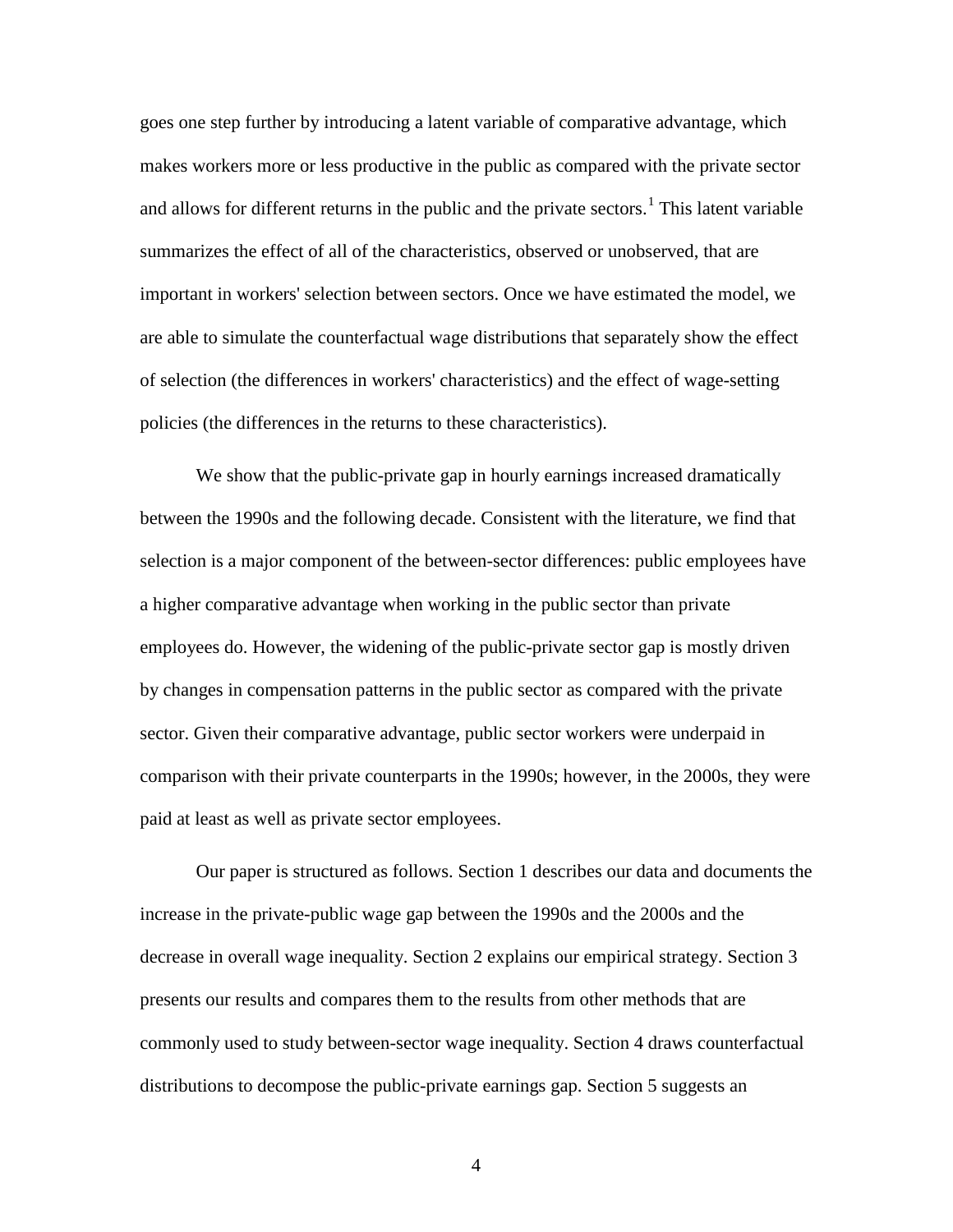goes one step further by introducing a latent variable of comparative advantage, which makes workers more or less productive in the public as compared with the private sector and allows for different returns in the public and the private sectors.[1] This latent variable summarizes the effect of all of the characteristics, observed or unobserved, that are important in workers' selection between sectors. Once we have estimated the model, we are able to simulate the counterfactual wage distributions that separately show the effect of selection (the differences in workers' characteristics) and the effect of wage-setting policies (the differences in the returns to these characteristics).

We show that the public-private gap in hourly earnings increased dramatically between the 1990s and the following decade. Consistent with the literature, we find that selection is a major component of the between-sector differences: public employees have a higher comparative advantage when working in the public sector than private employees do. However, the widening of the public-private sector gap is mostly driven by changes in compensation patterns in the public sector as compared with the private sector. Given their comparative advantage, public sector workers were underpaid in comparison with their private counterparts in the 1990s; however, in the 2000s, they were paid at least as well as private sector employees.

Our paper is structured as follows. Section 1 describes our data and documents the increase in the private-public wage gap between the 1990s and the 2000s and the decrease in overall wage inequality. Section 2 explains our empirical strategy. Section 3 presents our results and compares them to the results from other methods that are commonly used to study between-sector wage inequality. Section 4 draws counterfactual distributions to decompose the public-private earnings gap. Section 5 suggests an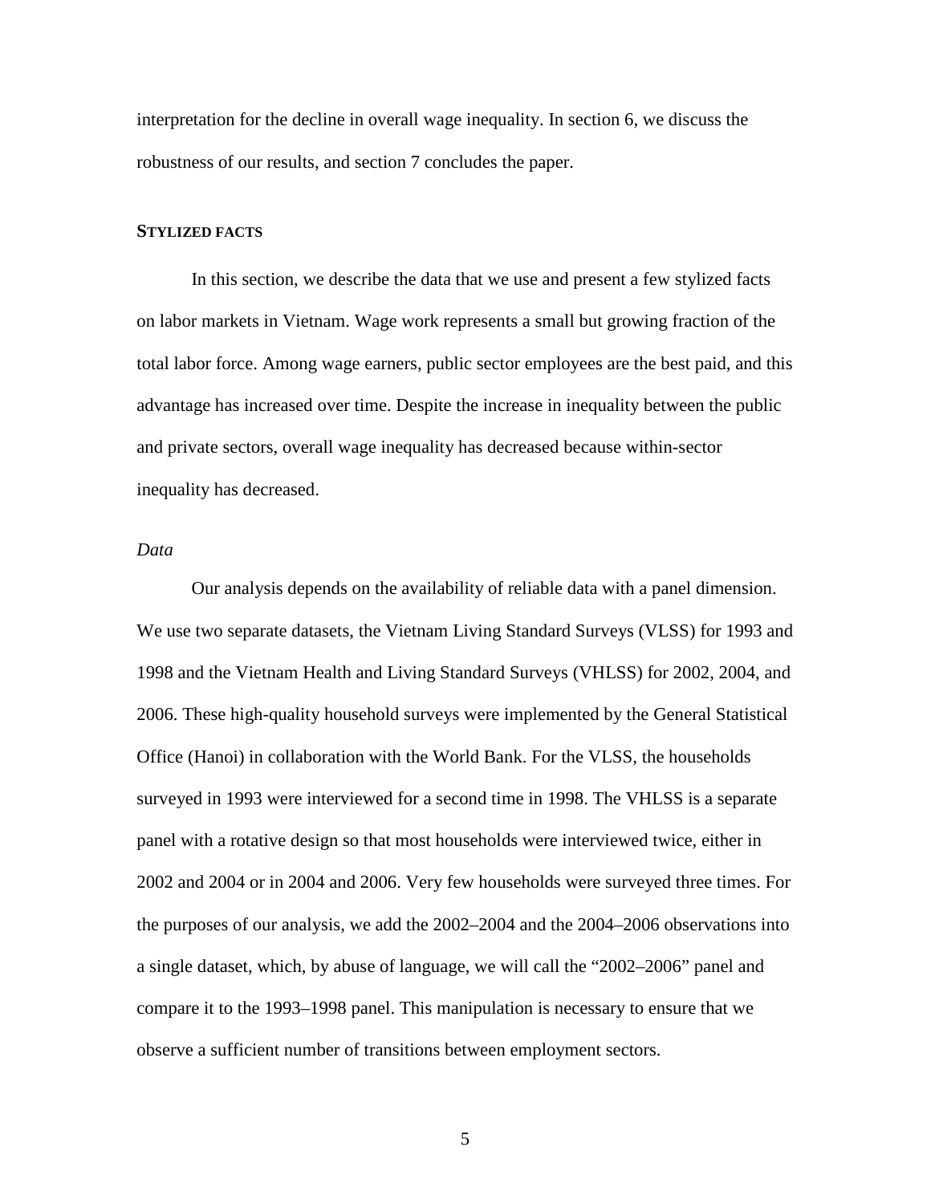interpretation for the decline in overall wage inequality. In section 6, we discuss the robustness of our results, and section 7 concludes the paper.

## STYLIZED FACTS

In this section, we describe the data that we use and present a few stylized facts on labor markets in Vietnam. Wage work represents a small but growing fraction of the total labor force. Among wage earners, public sector employees are the best paid, and this advantage has increased over time. Despite the increase in inequality between the public and private sectors, overall wage inequality has decreased because within-sector inequality has decreased.

### *Data*

Our analysis depends on the availability of reliable data with a panel dimension. We use two separate datasets, the Vietnam Living Standard Surveys (VLSS) for 1993 and 1998 and the Vietnam Health and Living Standard Surveys (VHLSS) for 2002, 2004, and 2006. These high-quality household surveys were implemented by the General Statistical Office (Hanoi) in collaboration with the World Bank. For the VLSS, the households surveyed in 1993 were interviewed for a second time in 1998. The VHLSS is a separate panel with a rotative design so that most households were interviewed twice, either in 2002 and 2004 or in 2004 and 2006. Very few households were surveyed three times. For the purposes of our analysis, we add the 2002–2004 and the 2004–2006 observations into a single dataset, which, by abuse of language, we will call the "2002–2006" panel and compare it to the 1993–1998 panel. This manipulation is necessary to ensure that we observe a sufficient number of transitions between employment sectors.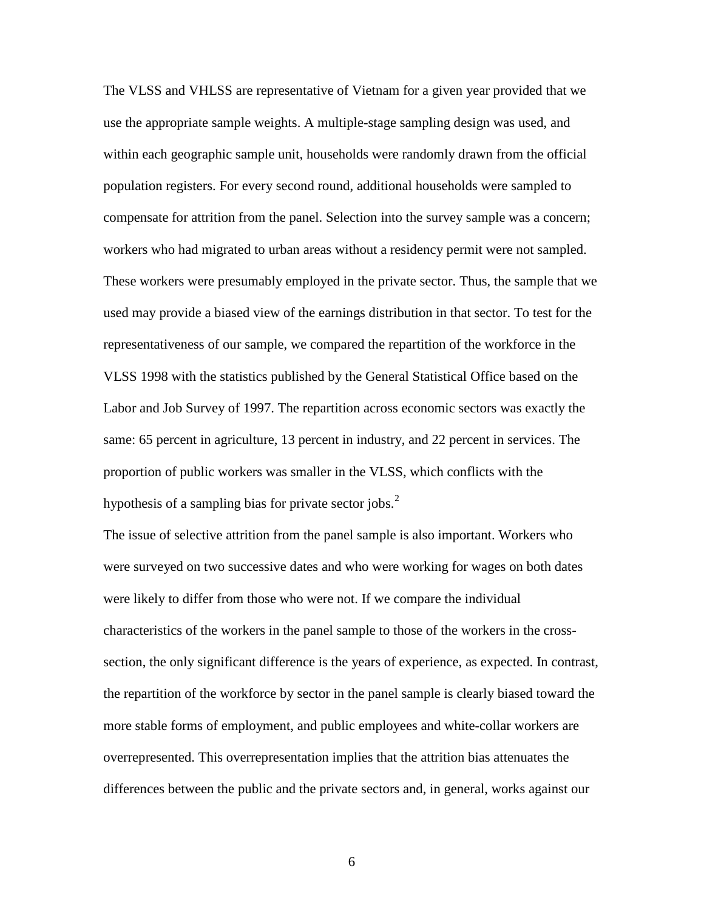The VLSS and VHLSS are representative of Vietnam for a given year provided that we use the appropriate sample weights. A multiple-stage sampling design was used, and within each geographic sample unit, households were randomly drawn from the official population registers. For every second round, additional households were sampled to compensate for attrition from the panel. Selection into the survey sample was a concern; workers who had migrated to urban areas without a residency permit were not sampled. These workers were presumably employed in the private sector. Thus, the sample that we used may provide a biased view of the earnings distribution in that sector. To test for the representativeness of our sample, we compared the repartition of the workforce in the VLSS 1998 with the statistics published by the General Statistical Office based on the Labor and Job Survey of 1997. The repartition across economic sectors was exactly the same: 65 percent in agriculture, 13 percent in industry, and 22 percent in services. The proportion of public workers was smaller in the VLSS, which conflicts with the hypothesis of a sampling bias for private sector jobs.[2]

The issue of selective attrition from the panel sample is also important. Workers who were surveyed on two successive dates and who were working for wages on both dates were likely to differ from those who were not. If we compare the individual characteristics of the workers in the panel sample to those of the workers in the cross-section, the only significant difference is the years of experience, as expected. In contrast, the repartition of the workforce by sector in the panel sample is clearly biased toward the more stable forms of employment, and public employees and white-collar workers are overrepresented. This overrepresentation implies that the attrition bias attenuates the differences between the public and the private sectors and, in general, works against our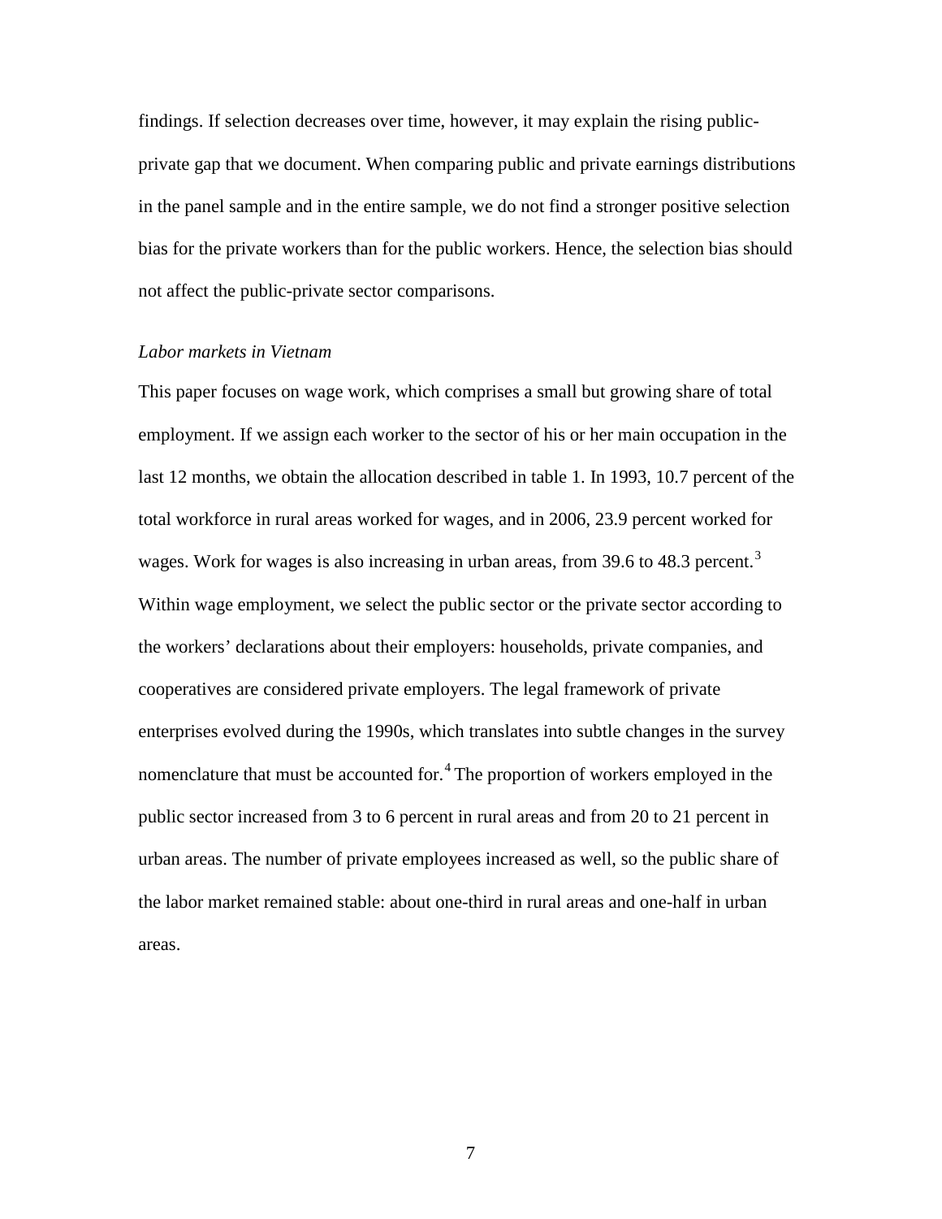findings. If selection decreases over time, however, it may explain the rising public-private gap that we document. When comparing public and private earnings distributions in the panel sample and in the entire sample, we do not find a stronger positive selection bias for the private workers than for the public workers. Hence, the selection bias should not affect the public-private sector comparisons.

*Labor markets in Vietnam*

This paper focuses on wage work, which comprises a small but growing share of total employment. If we assign each worker to the sector of his or her main occupation in the last 12 months, we obtain the allocation described in table 1. In 1993, 10.7 percent of the total workforce in rural areas worked for wages, and in 2006, 23.9 percent worked for wages. Work for wages is also increasing in urban areas, from 39.6 to 48.3 percent.[3] Within wage employment, we select the public sector or the private sector according to the workers' declarations about their employers: households, private companies, and cooperatives are considered private employers. The legal framework of private enterprises evolved during the 1990s, which translates into subtle changes in the survey nomenclature that must be accounted for.[4] The proportion of workers employed in the public sector increased from 3 to 6 percent in rural areas and from 20 to 21 percent in urban areas. The number of private employees increased as well, so the public share of the labor market remained stable: about one-third in rural areas and one-half in urban areas.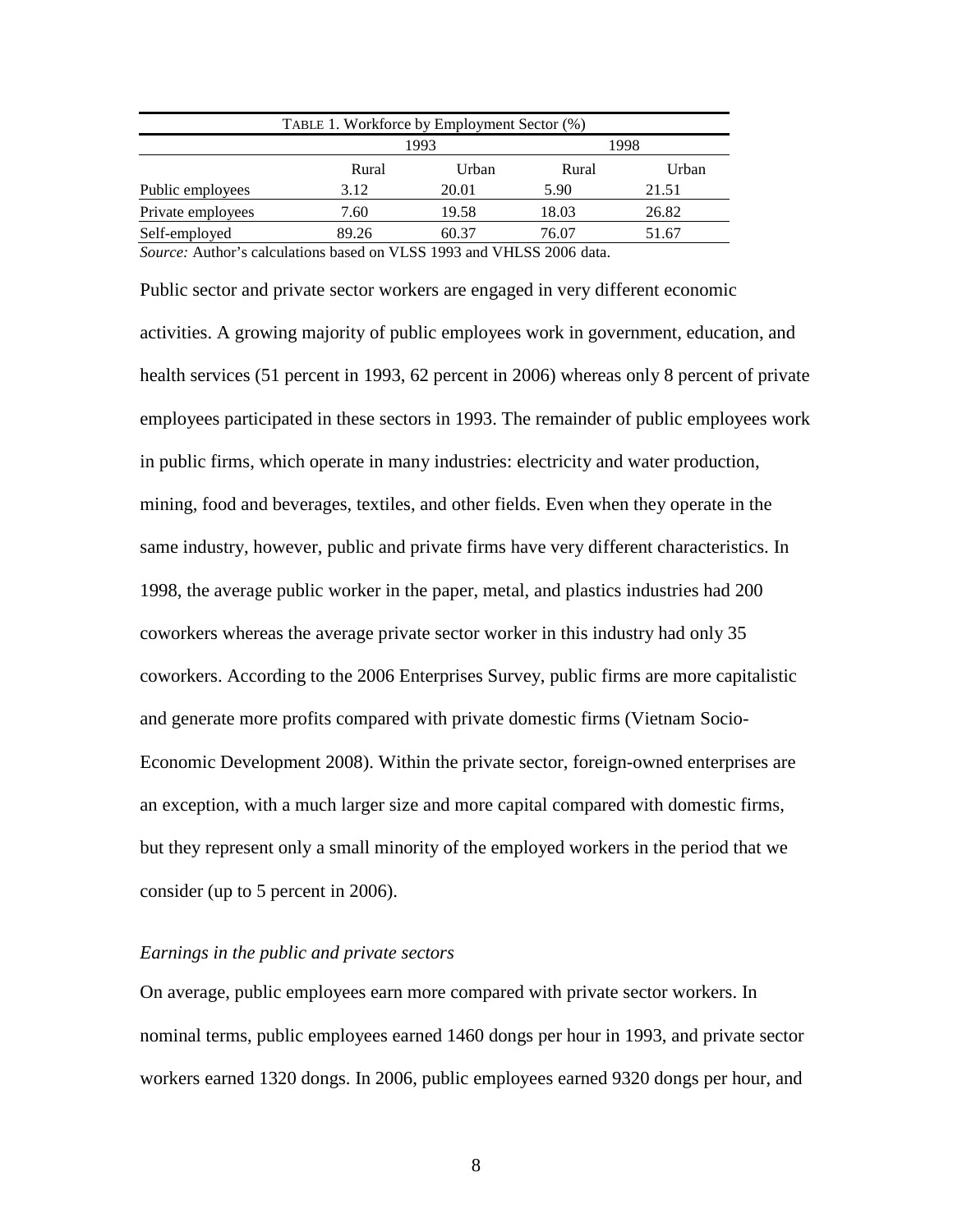| TABLE 1. Workforce by Employment Sector (%) | | | | |
|---|---|---|---|---|
| | 1993 | | 1998 | |
| | Rural | Urban | Rural | Urban |
| Public employees | 3.12 | 20.01 | 5.90 | 21.51 |
| Private employees | 7.60 | 19.58 | 18.03 | 26.82 |
| Self-employed | 89.26 | 60.37 | 76.07 | 51.67 |

*Source:* Author's calculations based on VLSS 1993 and VHLSS 2006 data.

Public sector and private sector workers are engaged in very different economic activities. A growing majority of public employees work in government, education, and health services (51 percent in 1993, 62 percent in 2006) whereas only 8 percent of private employees participated in these sectors in 1993. The remainder of public employees work in public firms, which operate in many industries: electricity and water production, mining, food and beverages, textiles, and other fields. Even when they operate in the same industry, however, public and private firms have very different characteristics. In 1998, the average public worker in the paper, metal, and plastics industries had 200 coworkers whereas the average private sector worker in this industry had only 35 coworkers. According to the 2006 Enterprises Survey, public firms are more capitalistic and generate more profits compared with private domestic firms (Vietnam Socio-Economic Development 2008). Within the private sector, foreign-owned enterprises are an exception, with a much larger size and more capital compared with domestic firms, but they represent only a small minority of the employed workers in the period that we consider (up to 5 percent in 2006).

*Earnings in the public and private sectors*

On average, public employees earn more compared with private sector workers. In nominal terms, public employees earned 1460 dongs per hour in 1993, and private sector workers earned 1320 dongs. In 2006, public employees earned 9320 dongs per hour, and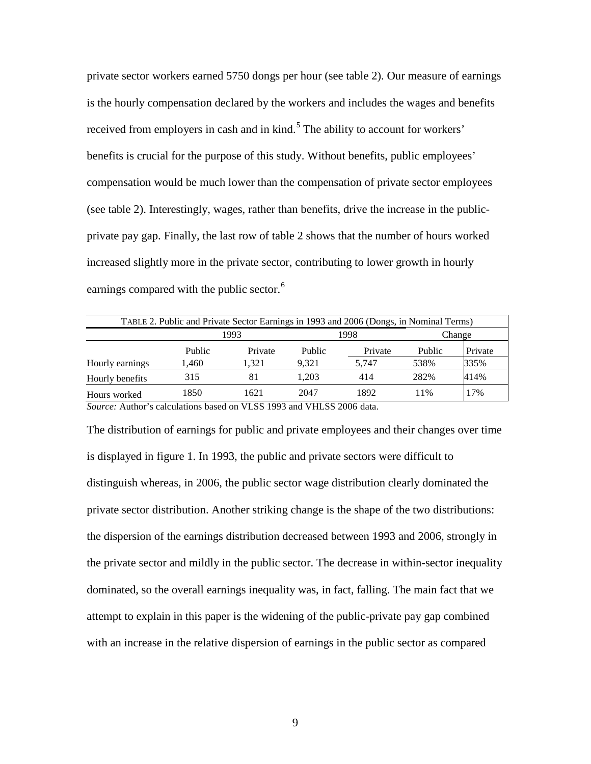private sector workers earned 5750 dongs per hour (see table 2). Our measure of earnings is the hourly compensation declared by the workers and includes the wages and benefits received from employers in cash and in kind.[5] The ability to account for workers' benefits is crucial for the purpose of this study. Without benefits, public employees' compensation would be much lower than the compensation of private sector employees (see table 2). Interestingly, wages, rather than benefits, drive the increase in the public-private pay gap. Finally, the last row of table 2 shows that the number of hours worked increased slightly more in the private sector, contributing to lower growth in hourly earnings compared with the public sector.[6]

| TABLE 2. Public and Private Sector Earnings in 1993 and 2006 (Dongs, in Nominal Terms) | | | | | | |
|---|---|---|---|---|---|---|
| | 1993 | | 1998 | | Change | |
| | Public | Private | Public | Private | Public | Private |
| Hourly earnings | 1,460 | 1,321 | 9,321 | 5,747 | 538% | 335% |
| Hourly benefits | 315 | 81 | 1,203 | 414 | 282% | 414% |
| Hours worked | 1850 | 1621 | 2047 | 1892 | 11% | 17% |

*Source:* Author's calculations based on VLSS 1993 and VHLSS 2006 data.

The distribution of earnings for public and private employees and their changes over time is displayed in figure 1. In 1993, the public and private sectors were difficult to distinguish whereas, in 2006, the public sector wage distribution clearly dominated the private sector distribution. Another striking change is the shape of the two distributions: the dispersion of the earnings distribution decreased between 1993 and 2006, strongly in the private sector and mildly in the public sector. The decrease in within-sector inequality dominated, so the overall earnings inequality was, in fact, falling. The main fact that we attempt to explain in this paper is the widening of the public-private pay gap combined with an increase in the relative dispersion of earnings in the public sector as compared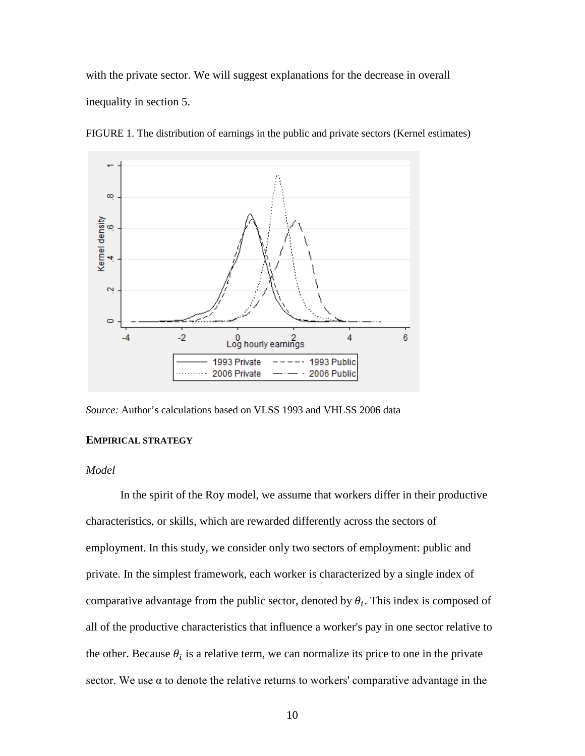with the private sector. We will suggest explanations for the decrease in overall inequality in section 5.

FIGURE 1. The distribution of earnings in the public and private sectors (Kernel estimates)

*Source:* Author's calculations based on VLSS 1993 and VHLSS 2006 data

**EMPIRICAL STRATEGY**

*Model*

In the spirit of the Roy model, we assume that workers differ in their productive characteristics, or skills, which are rewarded differently across the sectors of employment. In this study, we consider only two sectors of employment: public and private. In the simplest framework, each worker is characterized by a single index of comparative advantage from the public sector, denoted by $\theta_i$. This index is composed of all of the productive characteristics that influence a worker's pay in one sector relative to the other. Because $\theta_i$ is a relative term, we can normalize its price to one in the private sector. We use α to denote the relative returns to workers' comparative advantage in the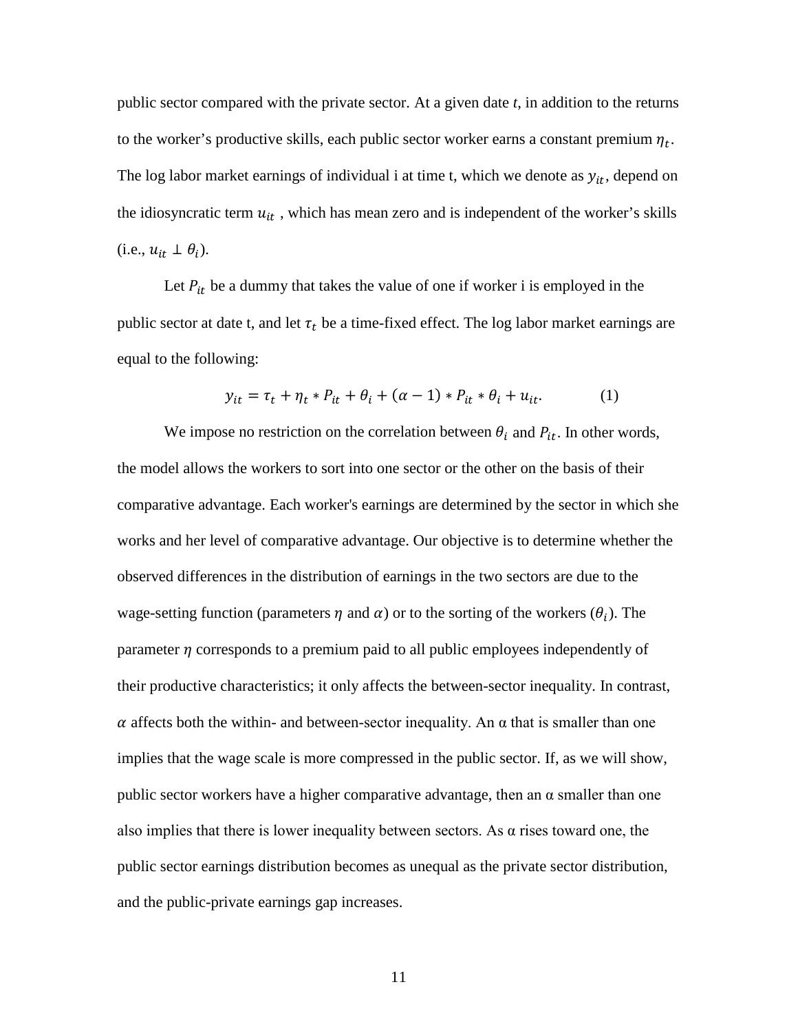public sector compared with the private sector. At a given date *t*, in addition to the returns to the worker's productive skills, each public sector worker earns a constant premium $\eta_t$. The log labor market earnings of individual i at time t, which we denote as $y_{it}$, depend on the idiosyncratic term $u_{it}$ , which has mean zero and is independent of the worker's skills (i.e., $u_{it} \perp \theta_i$).

Let $P_{it}$ be a dummy that takes the value of one if worker i is employed in the public sector at date t, and let $\tau_t$ be a time-fixed effect. The log labor market earnings are equal to the following:

$$y_{it} = \tau_t + \eta_t * P_{it} + \theta_i + (\alpha - 1) * P_{it} * \theta_i + u_{it}. \qquad (1)$$

We impose no restriction on the correlation between $\theta_i$ and $P_{it}$. In other words, the model allows the workers to sort into one sector or the other on the basis of their comparative advantage. Each worker's earnings are determined by the sector in which she works and her level of comparative advantage. Our objective is to determine whether the observed differences in the distribution of earnings in the two sectors are due to the wage-setting function (parameters $\eta$ and $\alpha$) or to the sorting of the workers ($\theta_i$). The parameter $\eta$ corresponds to a premium paid to all public employees independently of their productive characteristics; it only affects the between-sector inequality. In contrast, $\alpha$ affects both the within- and between-sector inequality. An $\alpha$ that is smaller than one implies that the wage scale is more compressed in the public sector. If, as we will show, public sector workers have a higher comparative advantage, then an $\alpha$ smaller than one also implies that there is lower inequality between sectors. As $\alpha$ rises toward one, the public sector earnings distribution becomes as unequal as the private sector distribution, and the public-private earnings gap increases.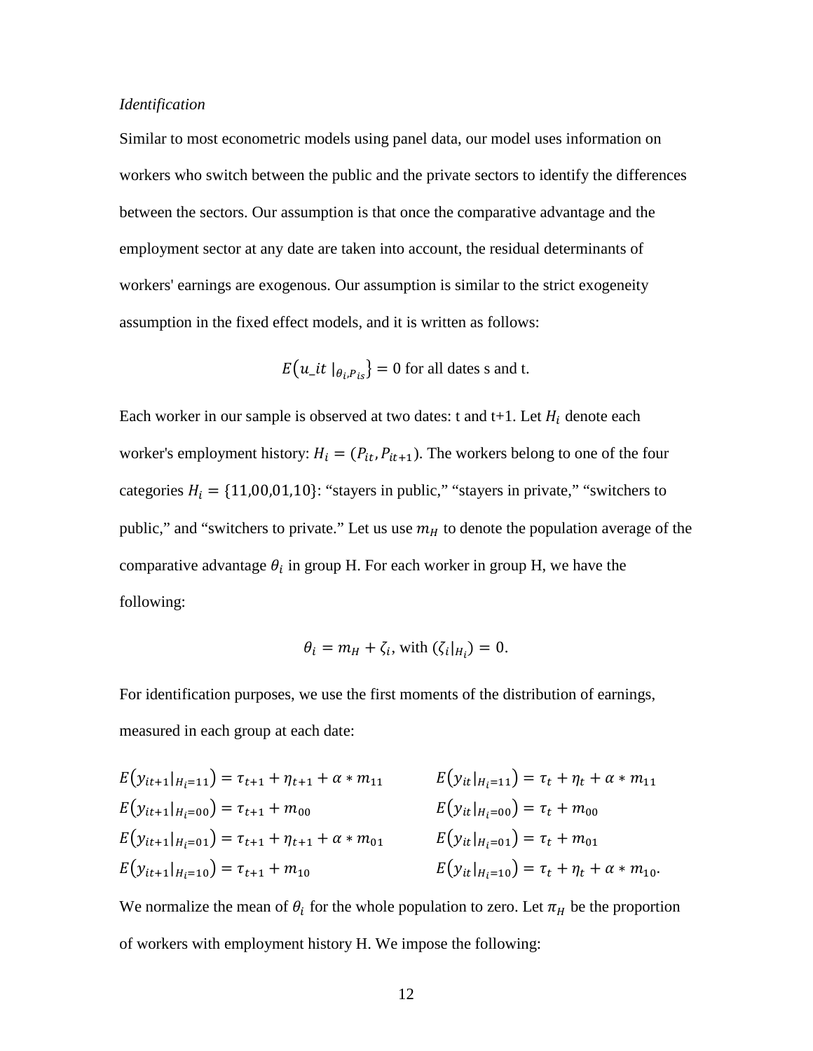*Identification*

Similar to most econometric models using panel data, our model uses information on workers who switch between the public and the private sectors to identify the differences between the sectors. Our assumption is that once the comparative advantage and the employment sector at any date are taken into account, the residual determinants of workers' earnings are exogenous. Our assumption is similar to the strict exogeneity assumption in the fixed effect models, and it is written as follows:

$$E(u\_it \mid_{\theta_i, P_{is}}\} = 0 \text{ for all dates s and t.}$$

Each worker in our sample is observed at two dates: t and t+1. Let $H_i$ denote each worker's employment history: $H_i = (P_{it}, P_{it+1})$. The workers belong to one of the four categories $H_i = \{11,00,01,10\}$: "stayers in public," "stayers in private," "switchers to public," and "switchers to private." Let us use $m_H$ to denote the population average of the comparative advantage $\theta_i$ in group H. For each worker in group H, we have the following:

$$\theta_i = m_H + \zeta_i, \text{ with } (\zeta_i|_{H_i}) = 0.$$

For identification purposes, we use the first moments of the distribution of earnings, measured in each group at each date:

$$E(y_{it+1}|_{H_i=11}) = \tau_{t+1} + \eta_{t+1} + \alpha * m_{11} \qquad E(y_{it}|_{H_i=11}) = \tau_t + \eta_t + \alpha * m_{11}$$
$$E(y_{it+1}|_{H_i=00}) = \tau_{t+1} + m_{00} \qquad E(y_{it}|_{H_i=00}) = \tau_t + m_{00}$$
$$E(y_{it+1}|_{H_i=01}) = \tau_{t+1} + \eta_{t+1} + \alpha * m_{01} \qquad E(y_{it}|_{H_i=01}) = \tau_t + m_{01}$$
$$E(y_{it+1}|_{H_i=10}) = \tau_{t+1} + m_{10} \qquad E(y_{it}|_{H_i=10}) = \tau_t + \eta_t + \alpha * m_{10}.$$

We normalize the mean of $\theta_i$ for the whole population to zero. Let $\pi_H$ be the proportion of workers with employment history H. We impose the following: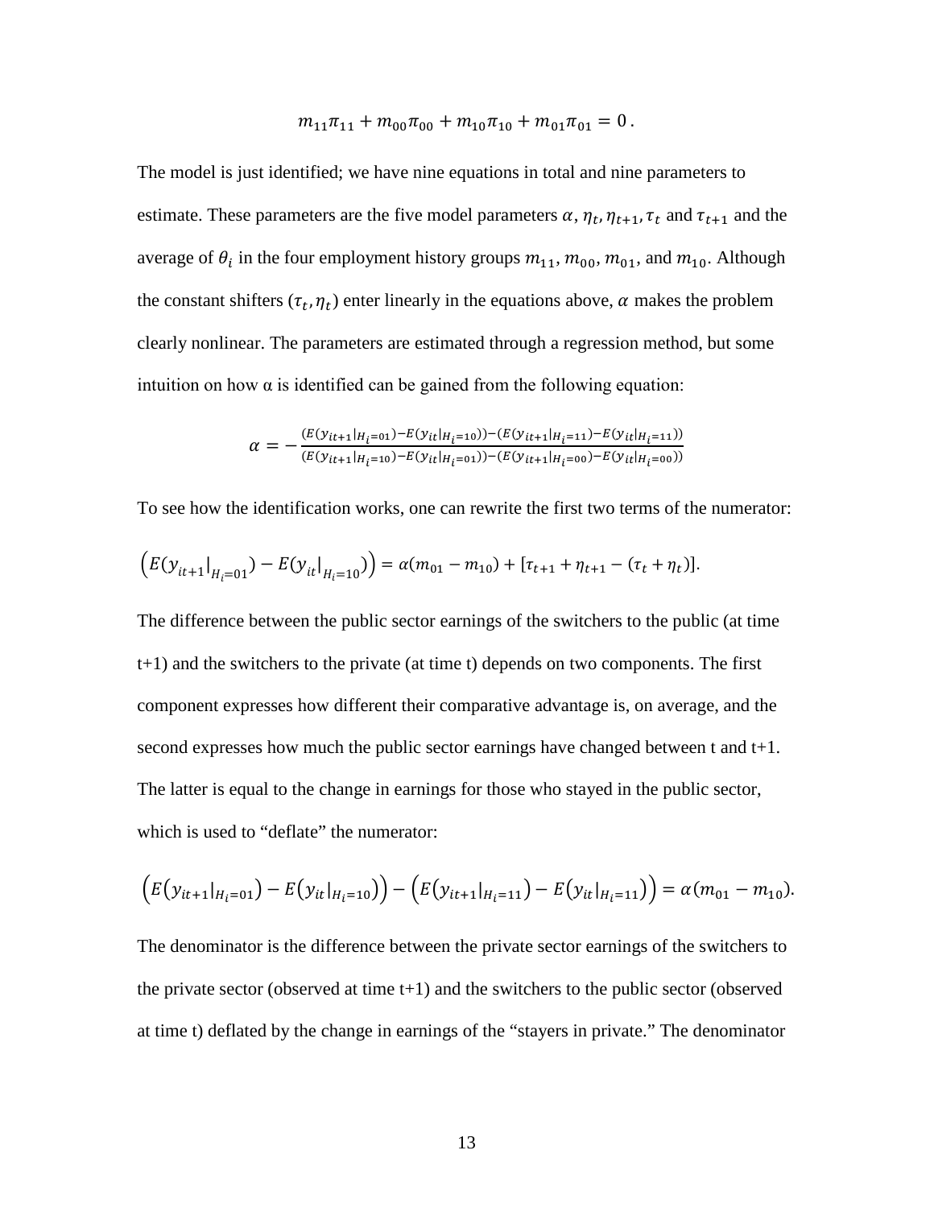$$m_{11}\pi_{11} + m_{00}\pi_{00} + m_{10}\pi_{10} + m_{01}\pi_{01} = 0\,.$$

The model is just identified; we have nine equations in total and nine parameters to estimate. These parameters are the five model parameters $\alpha, \eta_t, \eta_{t+1}, \tau_t$ and $\tau_{t+1}$ and the average of $\theta_i$ in the four employment history groups $m_{11}, m_{00}, m_{01}$, and $m_{10}$. Although the constant shifters $(\tau_t, \eta_t)$ enter linearly in the equations above, $\alpha$ makes the problem clearly nonlinear. The parameters are estimated through a regression method, but some intuition on how α is identified can be gained from the following equation:

$$\alpha = -\frac{(E(y_{it+1}|_{H_i=01}) - E(y_{it}|_{H_i=10})) - (E(y_{it+1}|_{H_i=11}) - E(y_{it}|_{H_i=11}))}{(E(y_{it+1}|_{H_i=10}) - E(y_{it}|_{H_i=01})) - (E(y_{it+1}|_{H_i=00}) - E(y_{it}|_{H_i=00}))}$$

To see how the identification works, one can rewrite the first two terms of the numerator:

$$\left(E(y_{it+1}|_{H_i=01}) - E(y_{it}|_{H_i=10})\right) = \alpha(m_{01} - m_{10}) + [\tau_{t+1} + \eta_{t+1} - (\tau_t + \eta_t)].$$

The difference between the public sector earnings of the switchers to the public (at time t+1) and the switchers to the private (at time t) depends on two components. The first component expresses how different their comparative advantage is, on average, and the second expresses how much the public sector earnings have changed between t and t+1. The latter is equal to the change in earnings for those who stayed in the public sector, which is used to "deflate" the numerator:

$$\left(E(y_{it+1}|_{H_i=01}) - E(y_{it}|_{H_i=10})\right) - \left(E(y_{it+1}|_{H_i=11}) - E(y_{it}|_{H_i=11})\right) = \alpha(m_{01} - m_{10}).$$

The denominator is the difference between the private sector earnings of the switchers to the private sector (observed at time t+1) and the switchers to the public sector (observed at time t) deflated by the change in earnings of the "stayers in private." The denominator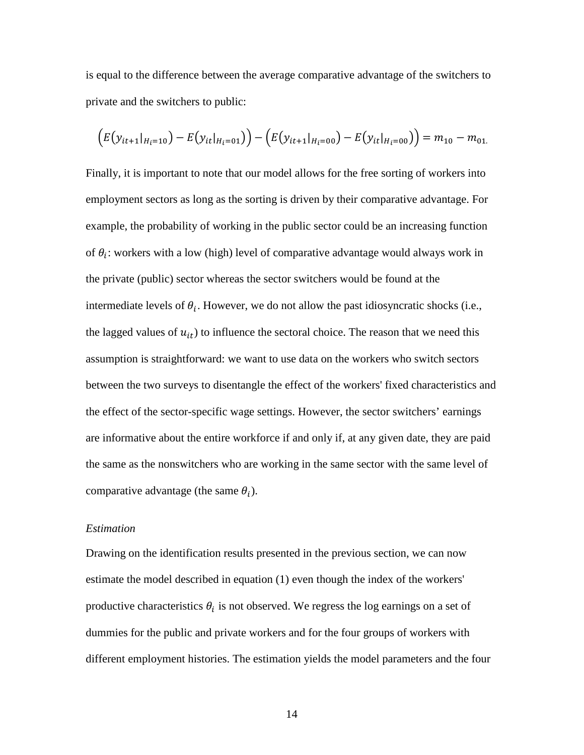is equal to the difference between the average comparative advantage of the switchers to private and the switchers to public:

$$\left(E\left(y_{it+1}|_{H_i=10}\right) - E\left(y_{it}|_{H_i=01}\right)\right) - \left(E\left(y_{it+1}|_{H_i=00}\right) - E\left(y_{it}|_{H_i=00}\right)\right) = m_{10} - m_{01.}$$

Finally, it is important to note that our model allows for the free sorting of workers into employment sectors as long as the sorting is driven by their comparative advantage. For example, the probability of working in the public sector could be an increasing function of $\theta_i$: workers with a low (high) level of comparative advantage would always work in the private (public) sector whereas the sector switchers would be found at the intermediate levels of $\theta_i$. However, we do not allow the past idiosyncratic shocks (i.e., the lagged values of $u_{it}$) to influence the sectoral choice. The reason that we need this assumption is straightforward: we want to use data on the workers who switch sectors between the two surveys to disentangle the effect of the workers' fixed characteristics and the effect of the sector-specific wage settings. However, the sector switchers' earnings are informative about the entire workforce if and only if, at any given date, they are paid the same as the nonswitchers who are working in the same sector with the same level of comparative advantage (the same $\theta_i$).

*Estimation*

Drawing on the identification results presented in the previous section, we can now estimate the model described in equation (1) even though the index of the workers' productive characteristics $\theta_i$ is not observed. We regress the log earnings on a set of dummies for the public and private workers and for the four groups of workers with different employment histories. The estimation yields the model parameters and the four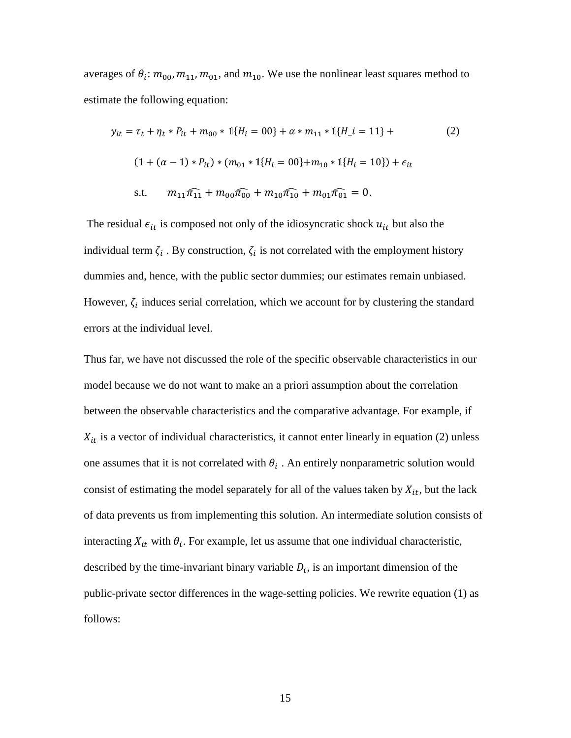averages of $\theta_i$: $m_{00}, m_{11}, m_{01}$, and $m_{10}$. We use the nonlinear least squares method to estimate the following equation:

$$y_{it} = \tau_t + \eta_t * P_{it} + m_{00} * \mathbb{1}\{H_i = 00\} + \alpha * m_{11} * \mathbb{1}\{H\_i = 11\} + \tag{2}$$

$$(1 + (\alpha - 1) * P_{it}) * (m_{01} * \mathbb{1}\{H_i = 00\} + m_{10} * \mathbb{1}\{H_i = 10\}) + \epsilon_{it}$$

$$\text{s.t.} \qquad m_{11}\widehat{\pi_{11}} + m_{00}\widehat{\pi_{00}} + m_{10}\widehat{\pi_{10}} + m_{01}\widehat{\pi_{01}} = 0.$$

The residual $\epsilon_{it}$ is composed not only of the idiosyncratic shock $u_{it}$ but also the individual term $\zeta_i$. By construction, $\zeta_i$ is not correlated with the employment history dummies and, hence, with the public sector dummies; our estimates remain unbiased. However, $\zeta_i$ induces serial correlation, which we account for by clustering the standard errors at the individual level.

Thus far, we have not discussed the role of the specific observable characteristics in our model because we do not want to make an a priori assumption about the correlation between the observable characteristics and the comparative advantage. For example, if $X_{it}$ is a vector of individual characteristics, it cannot enter linearly in equation (2) unless one assumes that it is not correlated with $\theta_i$. An entirely nonparametric solution would consist of estimating the model separately for all of the values taken by $X_{it}$, but the lack of data prevents us from implementing this solution. An intermediate solution consists of interacting $X_{it}$ with $\theta_i$. For example, let us assume that one individual characteristic, described by the time-invariant binary variable $D_i$, is an important dimension of the public-private sector differences in the wage-setting policies. We rewrite equation (1) as follows: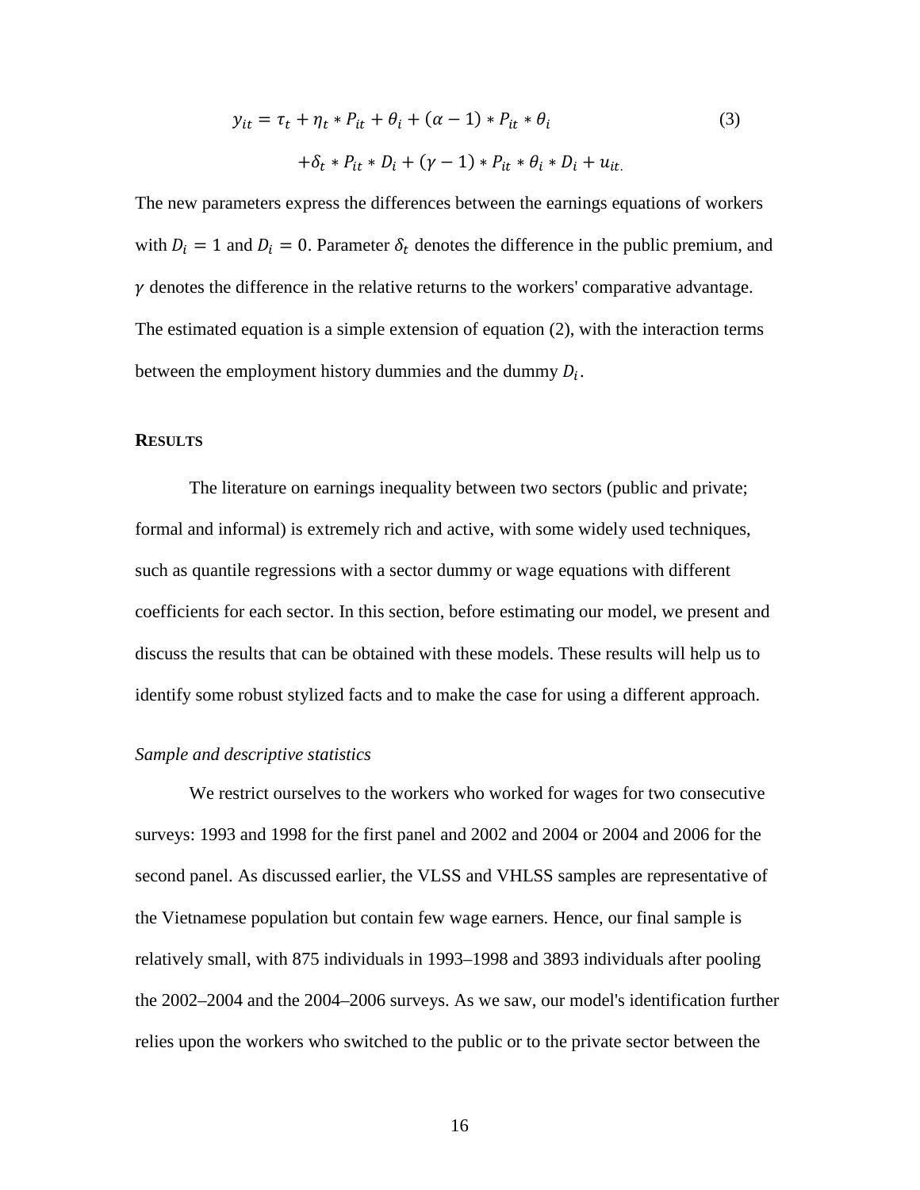$$y_{it} = \tau_t + \eta_t * P_{it} + \theta_i + (\alpha - 1) * P_{it} * \theta_i \tag{3}$$

$$+\delta_t * P_{it} * D_i + (\gamma - 1) * P_{it} * \theta_i * D_i + u_{it.}$$

The new parameters express the differences between the earnings equations of workers with $D_i = 1$ and $D_i = 0$. Parameter $\delta_t$ denotes the difference in the public premium, and $\gamma$ denotes the difference in the relative returns to the workers' comparative advantage. The estimated equation is a simple extension of equation (2), with the interaction terms between the employment history dummies and the dummy $D_i$.

## RESULTS

The literature on earnings inequality between two sectors (public and private; formal and informal) is extremely rich and active, with some widely used techniques, such as quantile regressions with a sector dummy or wage equations with different coefficients for each sector. In this section, before estimating our model, we present and discuss the results that can be obtained with these models. These results will help us to identify some robust stylized facts and to make the case for using a different approach.

### *Sample and descriptive statistics*

We restrict ourselves to the workers who worked for wages for two consecutive surveys: 1993 and 1998 for the first panel and 2002 and 2004 or 2004 and 2006 for the second panel. As discussed earlier, the VLSS and VHLSS samples are representative of the Vietnamese population but contain few wage earners. Hence, our final sample is relatively small, with 875 individuals in 1993–1998 and 3893 individuals after pooling the 2002–2004 and the 2004–2006 surveys. As we saw, our model's identification further relies upon the workers who switched to the public or to the private sector between the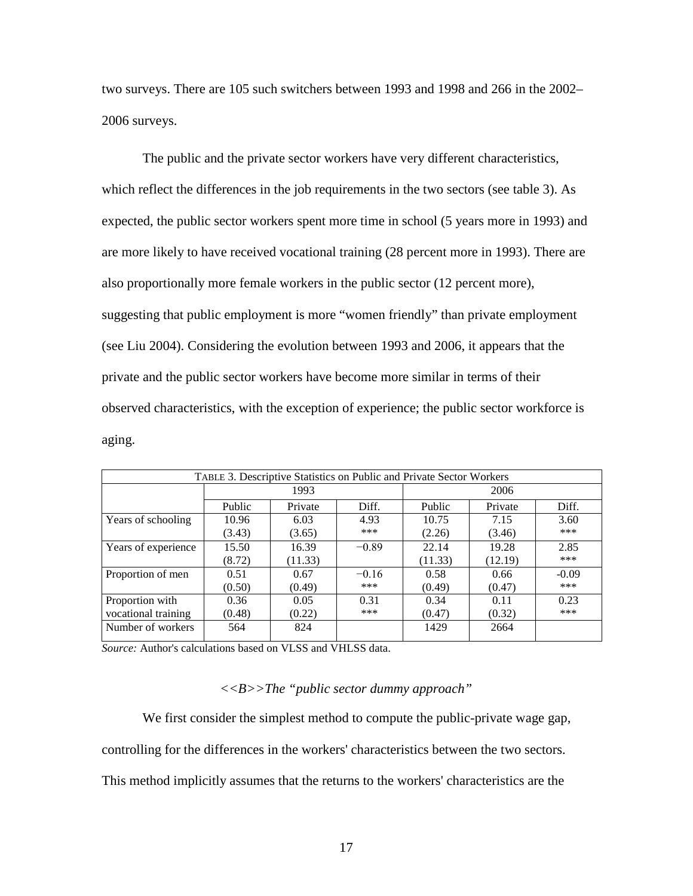two surveys. There are 105 such switchers between 1993 and 1998 and 266 in the 2002–2006 surveys.

The public and the private sector workers have very different characteristics, which reflect the differences in the job requirements in the two sectors (see table 3). As expected, the public sector workers spent more time in school (5 years more in 1993) and are more likely to have received vocational training (28 percent more in 1993). There are also proportionally more female workers in the public sector (12 percent more), suggesting that public employment is more "women friendly" than private employment (see Liu 2004). Considering the evolution between 1993 and 2006, it appears that the private and the public sector workers have become more similar in terms of their observed characteristics, with the exception of experience; the public sector workforce is aging.

TABLE 3. Descriptive Statistics on Public and Private Sector Workers

| | 1993 | | | 2006 | | |
|---|---|---|---|---|---|---|
| | Public | Private | Diff. | Public | Private | Diff. |
| Years of schooling | 10.96<br>(3.43) | 6.03<br>(3.65) | 4.93<br>*** | 10.75<br>(2.26) | 7.15<br>(3.46) | 3.60<br>*** |
| Years of experience | 15.50<br>(8.72) | 16.39<br>(11.33) | −0.89 | 22.14<br>(11.33) | 19.28<br>(12.19) | 2.85<br>*** |
| Proportion of men | 0.51<br>(0.50) | 0.67<br>(0.49) | −0.16<br>*** | 0.58<br>(0.49) | 0.66<br>(0.47) | -0.09<br>*** |
| Proportion with vocational training | 0.36<br>(0.48) | 0.05<br>(0.22) | 0.31<br>*** | 0.34<br>(0.47) | 0.11<br>(0.32) | 0.23<br>*** |
| Number of workers | 564 | 824 | | 1429 | 2664 | |

*Source:* Author's calculations based on VLSS and VHLSS data.

*<<B>>The "public sector dummy approach"*

We first consider the simplest method to compute the public-private wage gap, controlling for the differences in the workers' characteristics between the two sectors. This method implicitly assumes that the returns to the workers' characteristics are the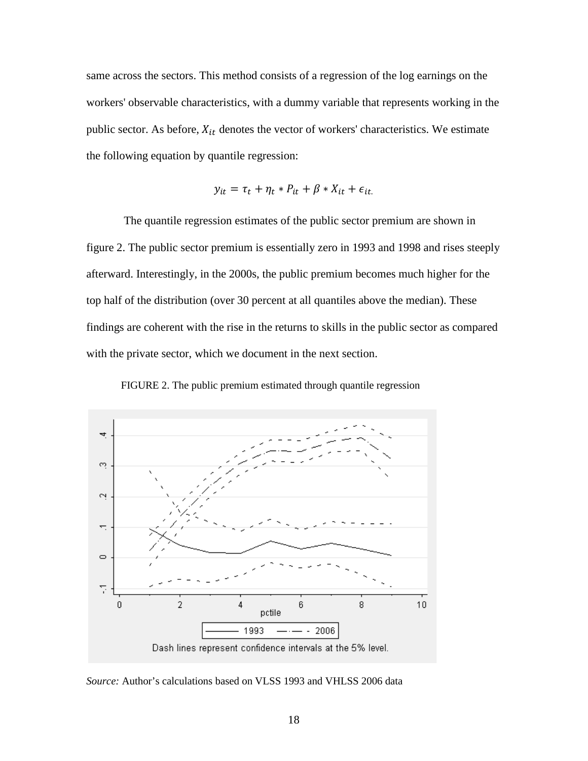same across the sectors. This method consists of a regression of the log earnings on the workers' observable characteristics, with a dummy variable that represents working in the public sector. As before, $X_{it}$ denotes the vector of workers' characteristics. We estimate the following equation by quantile regression:

$$y_{it} = \tau_t + \eta_t * P_{it} + \beta * X_{it} + \epsilon_{it.}$$

The quantile regression estimates of the public sector premium are shown in figure 2. The public sector premium is essentially zero in 1993 and 1998 and rises steeply afterward. Interestingly, in the 2000s, the public premium becomes much higher for the top half of the distribution (over 30 percent at all quantiles above the median). These findings are coherent with the rise in the returns to skills in the public sector as compared with the private sector, which we document in the next section.

FIGURE 2. The public premium estimated through quantile regression

*Source:* Author's calculations based on VLSS 1993 and VHLSS 2006 data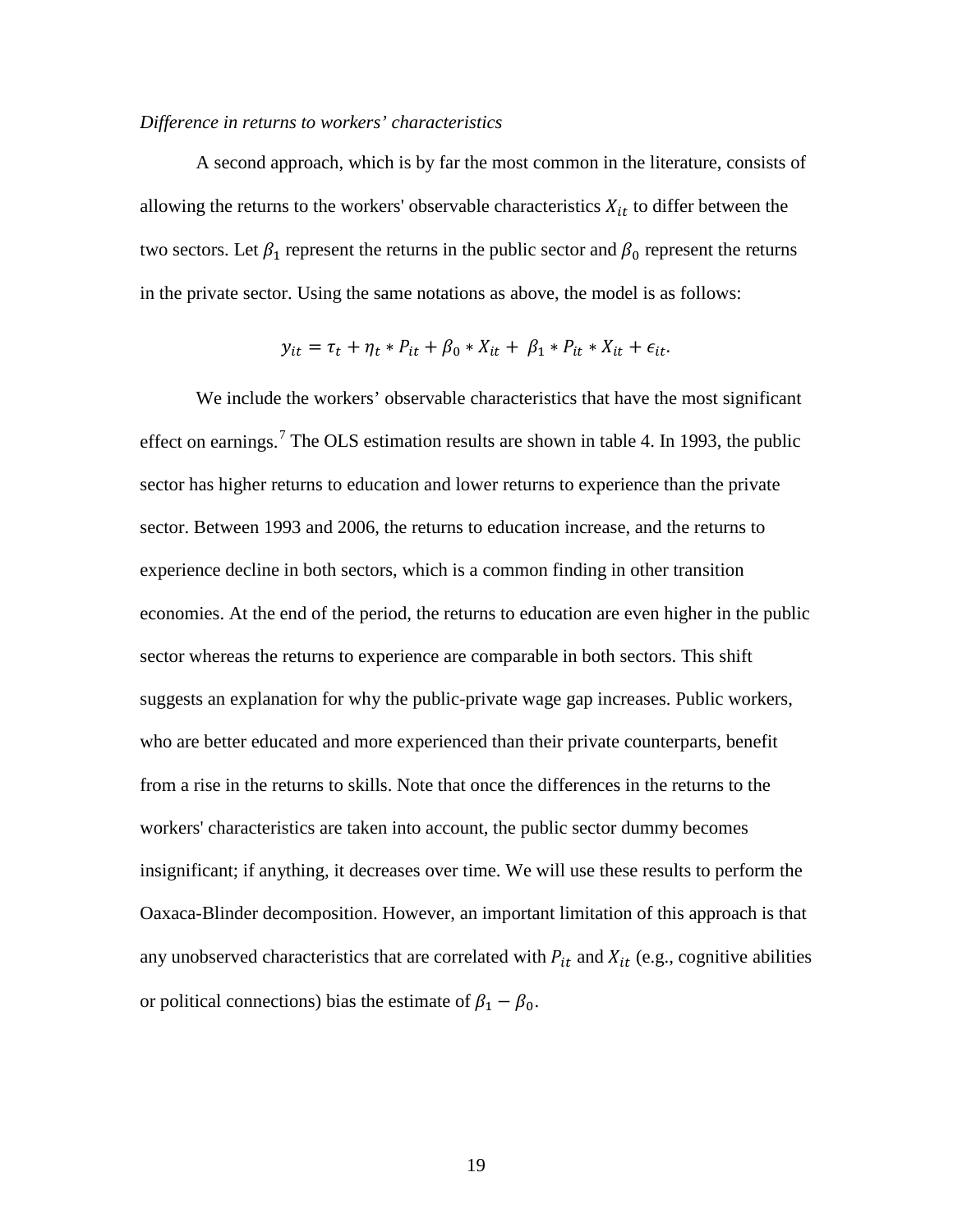*Difference in returns to workers' characteristics*

A second approach, which is by far the most common in the literature, consists of allowing the returns to the workers' observable characteristics $X_{it}$ to differ between the two sectors. Let $\beta_1$ represent the returns in the public sector and $\beta_0$ represent the returns in the private sector. Using the same notations as above, the model is as follows:

$$y_{it} = \tau_t + \eta_t * P_{it} + \beta_0 * X_{it} + \beta_1 * P_{it} * X_{it} + \epsilon_{it}.$$

We include the workers' observable characteristics that have the most significant effect on earnings.[7] The OLS estimation results are shown in table 4. In 1993, the public sector has higher returns to education and lower returns to experience than the private sector. Between 1993 and 2006, the returns to education increase, and the returns to experience decline in both sectors, which is a common finding in other transition economies. At the end of the period, the returns to education are even higher in the public sector whereas the returns to experience are comparable in both sectors. This shift suggests an explanation for why the public-private wage gap increases. Public workers, who are better educated and more experienced than their private counterparts, benefit from a rise in the returns to skills. Note that once the differences in the returns to the workers' characteristics are taken into account, the public sector dummy becomes insignificant; if anything, it decreases over time. We will use these results to perform the Oaxaca-Blinder decomposition. However, an important limitation of this approach is that any unobserved characteristics that are correlated with $P_{it}$ and $X_{it}$ (e.g., cognitive abilities or political connections) bias the estimate of $\beta_1 - \beta_0$.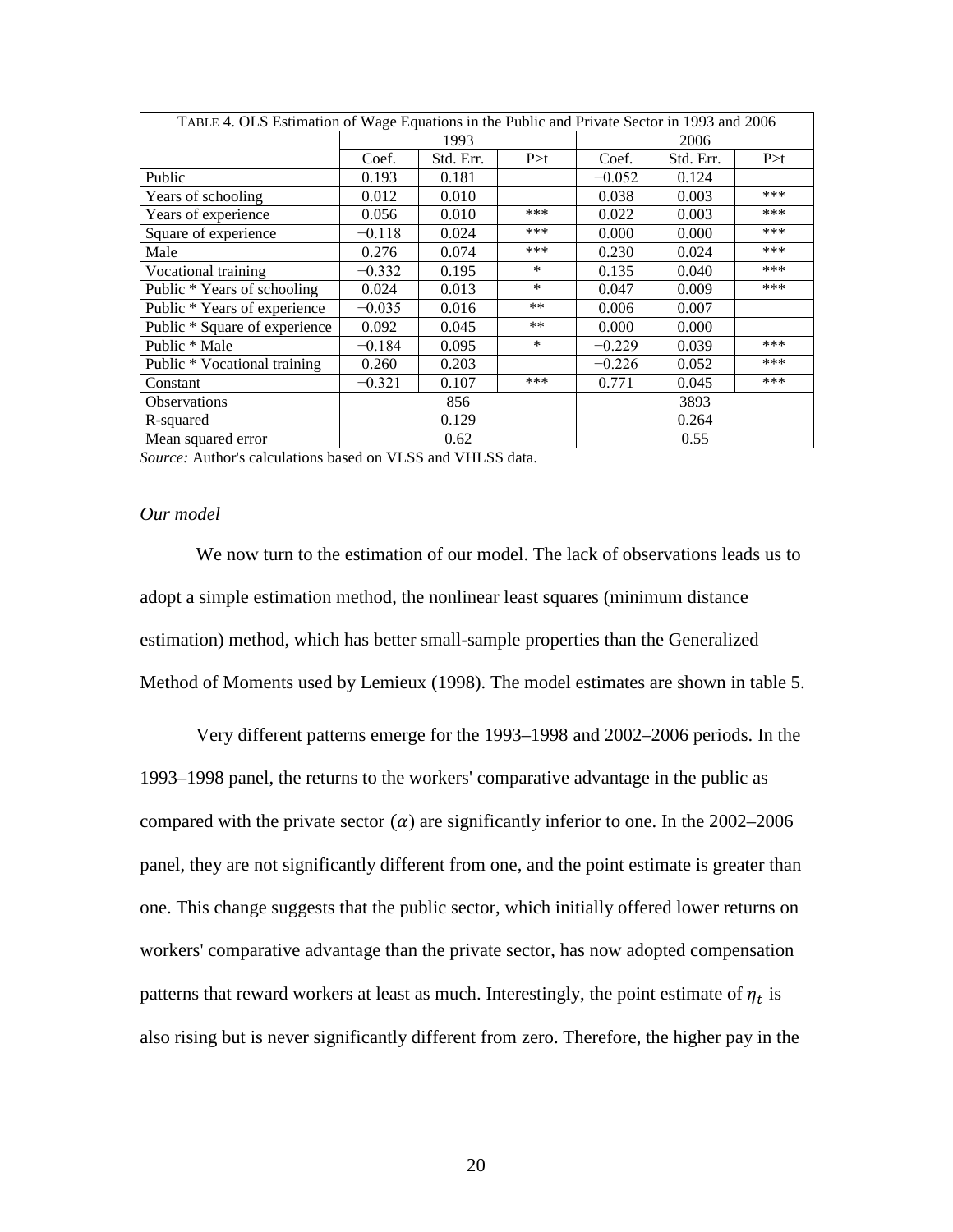| TABLE 4. OLS Estimation of Wage Equations in the Public and Private Sector in 1993 and 2006 | | | | | | |
|---|---|---|---|---|---|---|
| | 1993 | | | 2006 | | |
| | Coef. | Std. Err. | P>t | Coef. | Std. Err. | P>t |
| Public | 0.193 | 0.181 | | −0.052 | 0.124 | |
| Years of schooling | 0.012 | 0.010 | | 0.038 | 0.003 | *** |
| Years of experience | 0.056 | 0.010 | *** | 0.022 | 0.003 | *** |
| Square of experience | −0.118 | 0.024 | *** | 0.000 | 0.000 | *** |
| Male | 0.276 | 0.074 | *** | 0.230 | 0.024 | *** |
| Vocational training | −0.332 | 0.195 | * | 0.135 | 0.040 | *** |
| Public * Years of schooling | 0.024 | 0.013 | * | 0.047 | 0.009 | *** |
| Public * Years of experience | −0.035 | 0.016 | ** | 0.006 | 0.007 | |
| Public * Square of experience | 0.092 | 0.045 | ** | 0.000 | 0.000 | |
| Public * Male | −0.184 | 0.095 | * | −0.229 | 0.039 | *** |
| Public * Vocational training | 0.260 | 0.203 | | −0.226 | 0.052 | *** |
| Constant | −0.321 | 0.107 | *** | 0.771 | 0.045 | *** |
| Observations | 856 | | | 3893 | | |
| R-squared | 0.129 | | | 0.264 | | |
| Mean squared error | 0.62 | | | 0.55 | | |

*Source:* Author's calculations based on VLSS and VHLSS data.

*Our model*

We now turn to the estimation of our model. The lack of observations leads us to adopt a simple estimation method, the nonlinear least squares (minimum distance estimation) method, which has better small-sample properties than the Generalized Method of Moments used by Lemieux (1998). The model estimates are shown in table 5.

Very different patterns emerge for the 1993–1998 and 2002–2006 periods. In the 1993–1998 panel, the returns to the workers' comparative advantage in the public as compared with the private sector ($\alpha$) are significantly inferior to one. In the 2002–2006 panel, they are not significantly different from one, and the point estimate is greater than one. This change suggests that the public sector, which initially offered lower returns on workers' comparative advantage than the private sector, has now adopted compensation patterns that reward workers at least as much. Interestingly, the point estimate of $\eta_t$ is also rising but is never significantly different from zero. Therefore, the higher pay in the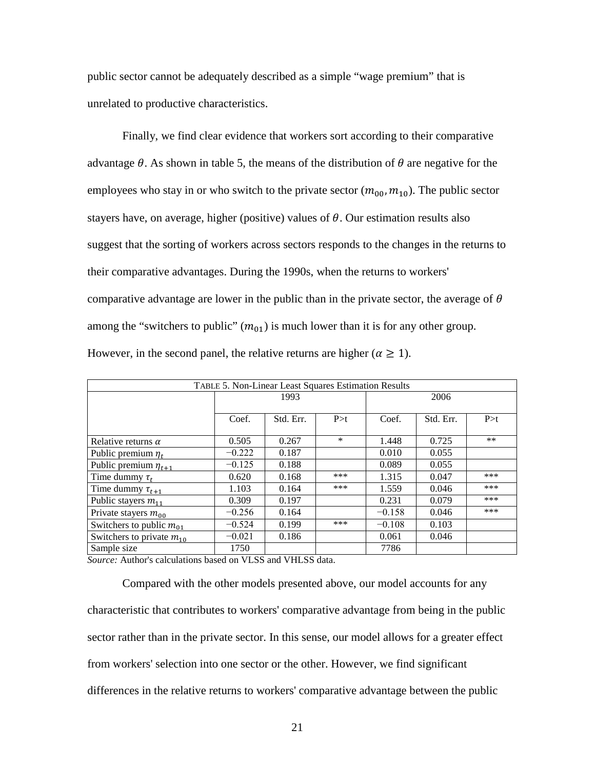public sector cannot be adequately described as a simple "wage premium" that is unrelated to productive characteristics.

Finally, we find clear evidence that workers sort according to their comparative advantage $\theta$. As shown in table 5, the means of the distribution of $\theta$ are negative for the employees who stay in or who switch to the private sector ($m_{00}, m_{10}$). The public sector stayers have, on average, higher (positive) values of $\theta$. Our estimation results also suggest that the sorting of workers across sectors responds to the changes in the returns to their comparative advantages. During the 1990s, when the returns to workers' comparative advantage are lower in the public than in the private sector, the average of $\theta$ among the "switchers to public" ($m_{01}$) is much lower than it is for any other group. However, in the second panel, the relative returns are higher ($\alpha \geq 1$).

TABLE 5. Non-Linear Least Squares Estimation Results

| | 1993 | | | 2006 | | |
|---|---|---|---|---|---|---|
| | Coef. | Std. Err. | P>t | Coef. | Std. Err. | P>t |
| Relative returns $\alpha$ | 0.505 | 0.267 | * | 1.448 | 0.725 | ** |
| Public premium $\eta_t$ | −0.222 | 0.187 | | 0.010 | 0.055 | |
| Public premium $\eta_{t+1}$ | −0.125 | 0.188 | | 0.089 | 0.055 | |
| Time dummy $\tau_t$ | 0.620 | 0.168 | *** | 1.315 | 0.047 | *** |
| Time dummy $\tau_{t+1}$ | 1.103 | 0.164 | *** | 1.559 | 0.046 | *** |
| Public stayers $m_{11}$ | 0.309 | 0.197 | | 0.231 | 0.079 | *** |
| Private stayers $m_{00}$ | −0.256 | 0.164 | | −0.158 | 0.046 | *** |
| Switchers to public $m_{01}$ | −0.524 | 0.199 | *** | −0.108 | 0.103 | |
| Switchers to private $m_{10}$ | −0.021 | 0.186 | | 0.061 | 0.046 | |
| Sample size | 1750 | | | 7786 | | |

*Source:* Author's calculations based on VLSS and VHLSS data.

Compared with the other models presented above, our model accounts for any characteristic that contributes to workers' comparative advantage from being in the public sector rather than in the private sector. In this sense, our model allows for a greater effect from workers' selection into one sector or the other. However, we find significant differences in the relative returns to workers' comparative advantage between the public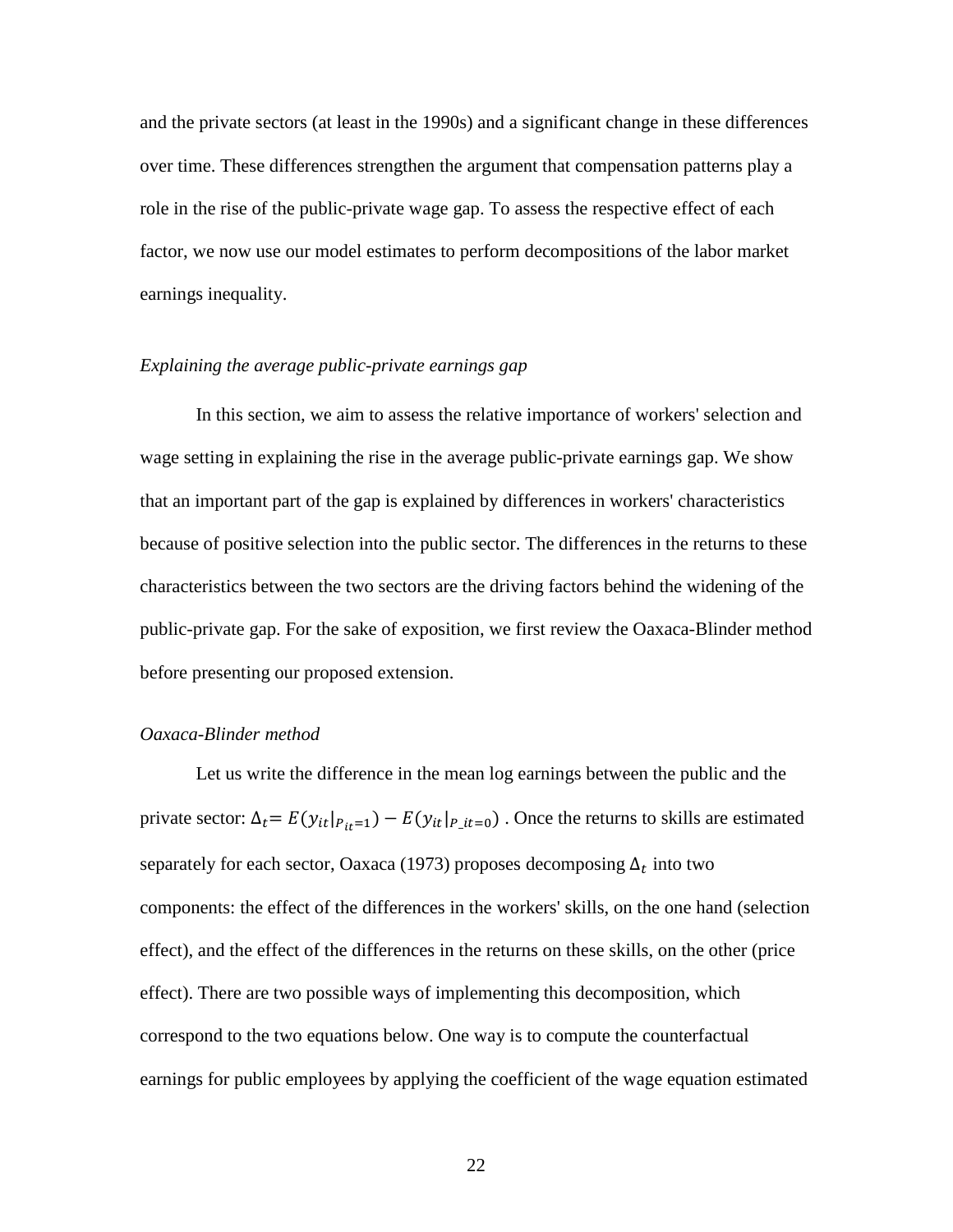and the private sectors (at least in the 1990s) and a significant change in these differences over time. These differences strengthen the argument that compensation patterns play a role in the rise of the public-private wage gap. To assess the respective effect of each factor, we now use our model estimates to perform decompositions of the labor market earnings inequality.

*Explaining the average public-private earnings gap*

In this section, we aim to assess the relative importance of workers' selection and wage setting in explaining the rise in the average public-private earnings gap. We show that an important part of the gap is explained by differences in workers' characteristics because of positive selection into the public sector. The differences in the returns to these characteristics between the two sectors are the driving factors behind the widening of the public-private gap. For the sake of exposition, we first review the Oaxaca-Blinder method before presenting our proposed extension.

*Oaxaca-Blinder method*

Let us write the difference in the mean log earnings between the public and the private sector: $\Delta_t = E(y_{it}|_{P_{it}=1}) - E(y_{it}|_{P\_it=0})$ . Once the returns to skills are estimated separately for each sector, Oaxaca (1973) proposes decomposing $\Delta_t$ into two components: the effect of the differences in the workers' skills, on the one hand (selection effect), and the effect of the differences in the returns on these skills, on the other (price effect). There are two possible ways of implementing this decomposition, which correspond to the two equations below. One way is to compute the counterfactual earnings for public employees by applying the coefficient of the wage equation estimated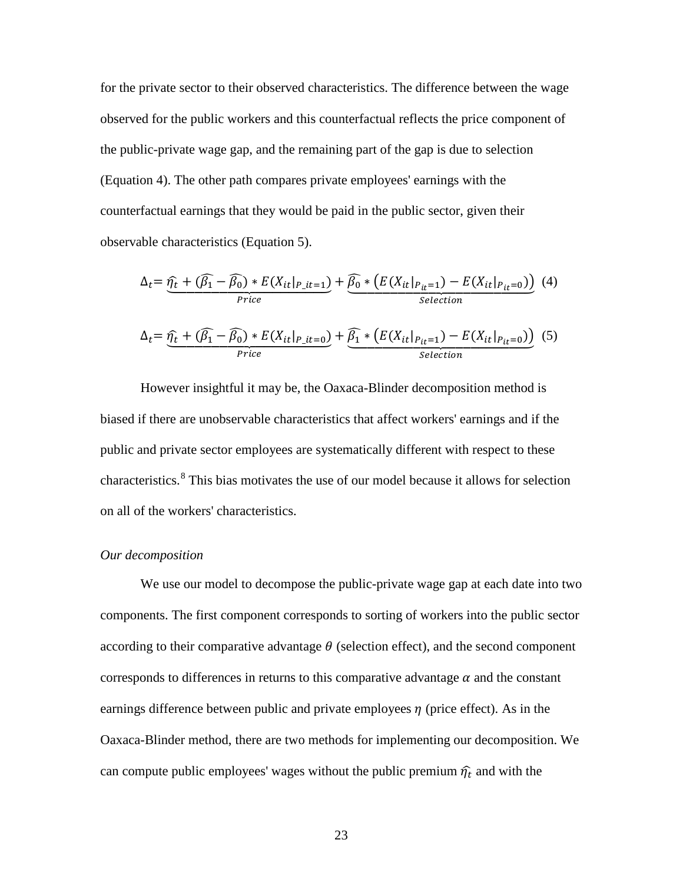for the private sector to their observed characteristics. The difference between the wage observed for the public workers and this counterfactual reflects the price component of the public-private wage gap, and the remaining part of the gap is due to selection (Equation 4). The other path compares private employees' earnings with the counterfactual earnings that they would be paid in the public sector, given their observable characteristics (Equation 5).

$$\Delta_t = \underbrace{\widehat{\eta_t} + (\widehat{\beta_1} - \widehat{\beta_0}) * E(X_{it}|_{P\_it=1})}_{Price} + \underbrace{\widehat{\beta_0} * \left(E(X_{it}|_{P_{it}=1}) - E(X_{it}|_{P_{it}=0})\right)}_{Selection} \quad (4)$$

$$\Delta_t = \underbrace{\widehat{\eta_t} + (\widehat{\beta_1} - \widehat{\beta_0}) * E(X_{it}|_{P\_it=0})}_{Price} + \underbrace{\widehat{\beta_1} * \left(E(X_{it}|_{P_{it}=1}) - E(X_{it}|_{P_{it}=0})\right)}_{Selection} \quad (5)$$

However insightful it may be, the Oaxaca-Blinder decomposition method is biased if there are unobservable characteristics that affect workers' earnings and if the public and private sector employees are systematically different with respect to these characteristics.[8] This bias motivates the use of our model because it allows for selection on all of the workers' characteristics.

*Our decomposition*

We use our model to decompose the public-private wage gap at each date into two components. The first component corresponds to sorting of workers into the public sector according to their comparative advantage $\theta$ (selection effect), and the second component corresponds to differences in returns to this comparative advantage $\alpha$ and the constant earnings difference between public and private employees $\eta$ (price effect). As in the Oaxaca-Blinder method, there are two methods for implementing our decomposition. We can compute public employees' wages without the public premium $\widehat{\eta_t}$ and with the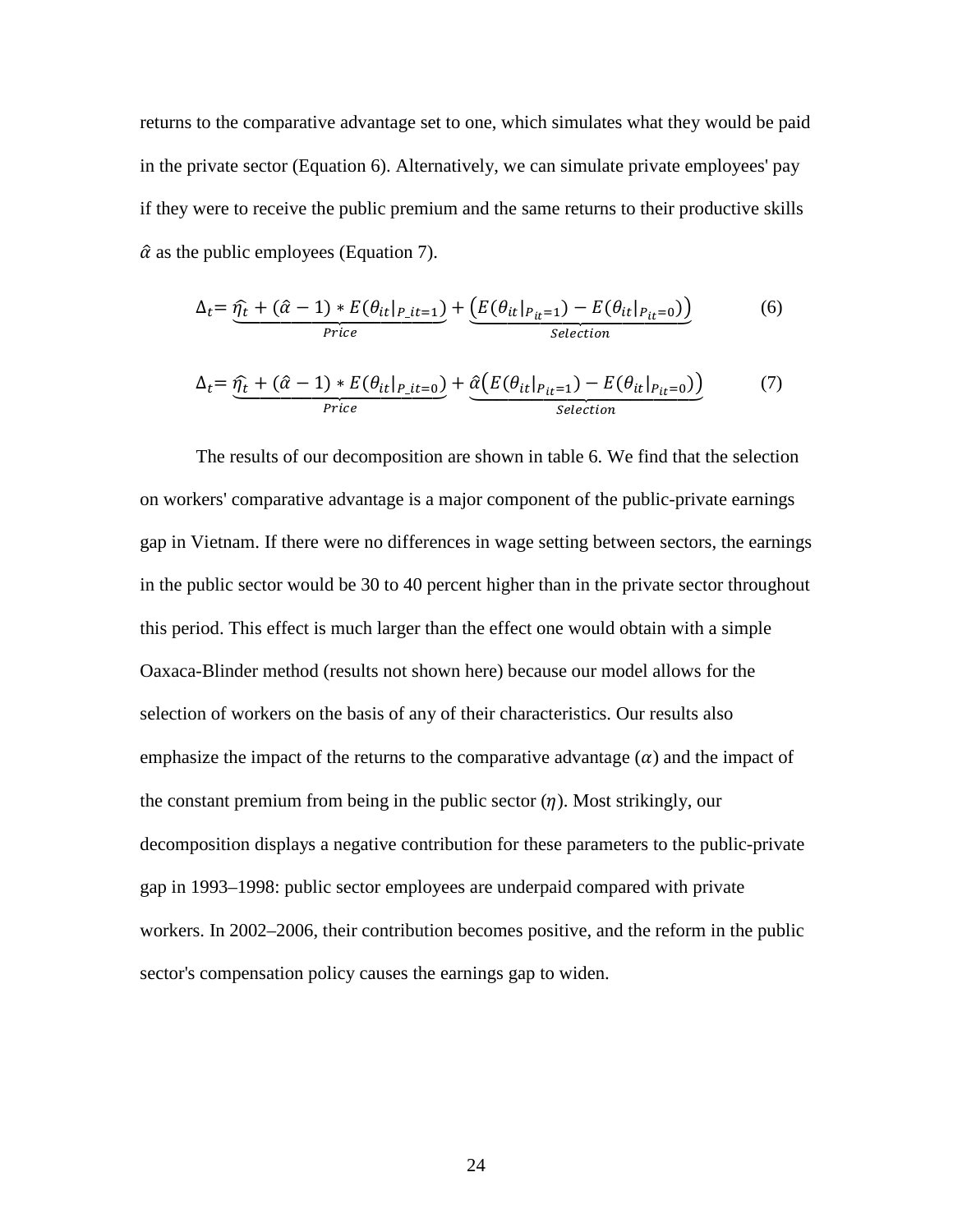returns to the comparative advantage set to one, which simulates what they would be paid in the private sector (Equation 6). Alternatively, we can simulate private employees' pay if they were to receive the public premium and the same returns to their productive skills $\hat{\alpha}$ as the public employees (Equation 7).

$$\Delta_t = \underbrace{\hat{\eta_t} + (\hat{\alpha} - 1) * E(\theta_{it}|_{P\_it=1})}_{Price} + \underbrace{\left(E(\theta_{it}|_{P_{it}=1}) - E(\theta_{it}|_{P_{it}=0})\right)}_{Selection} \tag{6}$$

$$\Delta_t = \underbrace{\hat{\eta_t} + (\hat{\alpha} - 1) * E(\theta_{it}|_{P\_it=0})}_{Price} + \underbrace{\hat{\alpha}\left(E(\theta_{it}|_{P_{it}=1}) - E(\theta_{it}|_{P_{it}=0})\right)}_{Selection} \tag{7}$$

The results of our decomposition are shown in table 6. We find that the selection on workers' comparative advantage is a major component of the public-private earnings gap in Vietnam. If there were no differences in wage setting between sectors, the earnings in the public sector would be 30 to 40 percent higher than in the private sector throughout this period. This effect is much larger than the effect one would obtain with a simple Oaxaca-Blinder method (results not shown here) because our model allows for the selection of workers on the basis of any of their characteristics. Our results also emphasize the impact of the returns to the comparative advantage ($\alpha$) and the impact of the constant premium from being in the public sector ($\eta$). Most strikingly, our decomposition displays a negative contribution for these parameters to the public-private gap in 1993–1998: public sector employees are underpaid compared with private workers. In 2002–2006, their contribution becomes positive, and the reform in the public sector's compensation policy causes the earnings gap to widen.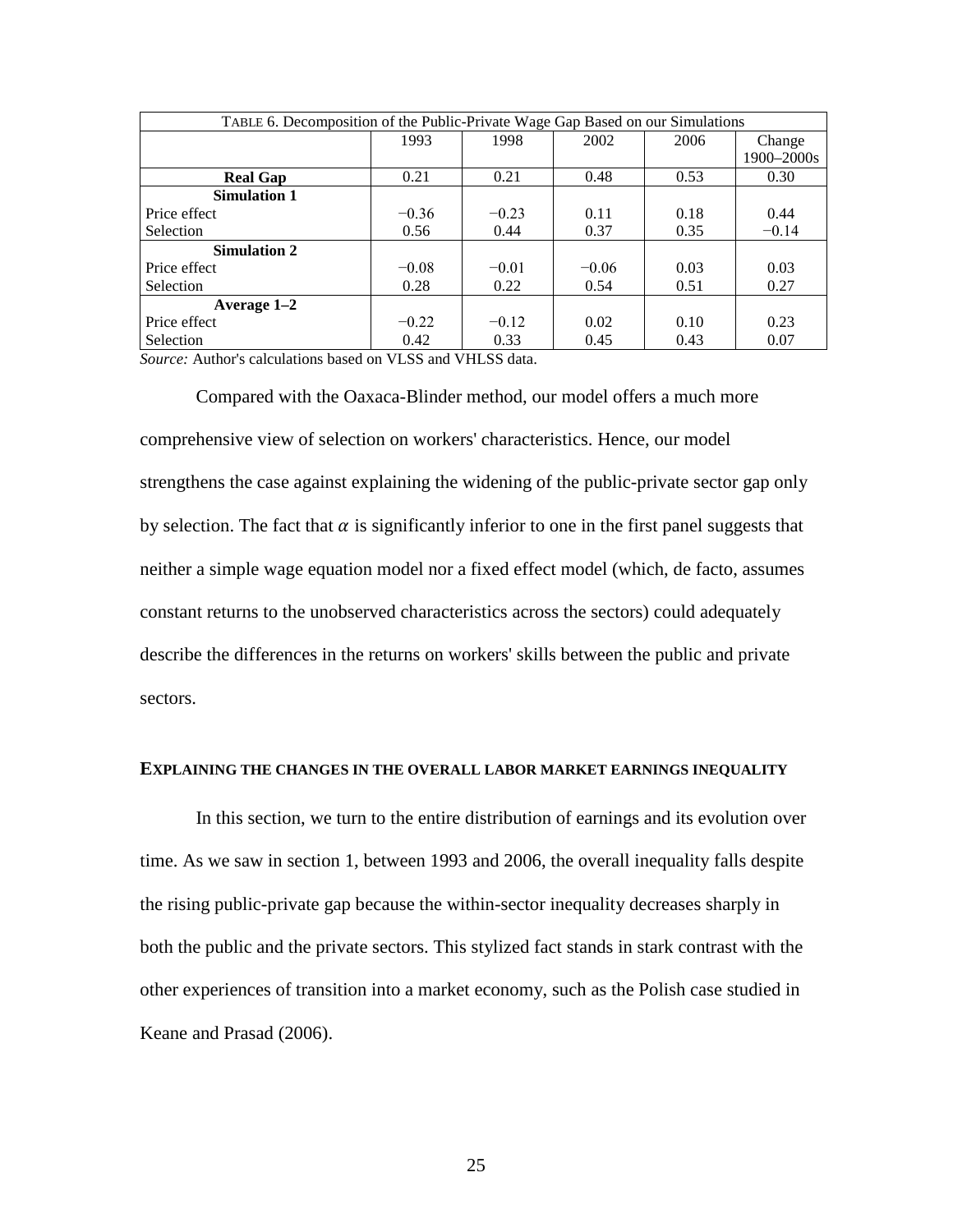TABLE 6. Decomposition of the Public-Private Wage Gap Based on our Simulations

| | 1993 | 1998 | 2002 | 2006 | Change 1900–2000s |
|---|---|---|---|---|---|
| **Real Gap** | 0.21 | 0.21 | 0.48 | 0.53 | 0.30 |
| **Simulation 1** | | | | | |
| Price effect | −0.36 | −0.23 | 0.11 | 0.18 | 0.44 |
| Selection | 0.56 | 0.44 | 0.37 | 0.35 | −0.14 |
| **Simulation 2** | | | | | |
| Price effect | −0.08 | −0.01 | −0.06 | 0.03 | 0.03 |
| Selection | 0.28 | 0.22 | 0.54 | 0.51 | 0.27 |
| **Average 1–2** | | | | | |
| Price effect | −0.22 | −0.12 | 0.02 | 0.10 | 0.23 |
| Selection | 0.42 | 0.33 | 0.45 | 0.43 | 0.07 |

*Source:* Author's calculations based on VLSS and VHLSS data.

Compared with the Oaxaca-Blinder method, our model offers a much more comprehensive view of selection on workers' characteristics. Hence, our model strengthens the case against explaining the widening of the public-private sector gap only by selection. The fact that $\alpha$ is significantly inferior to one in the first panel suggests that neither a simple wage equation model nor a fixed effect model (which, de facto, assumes constant returns to the unobserved characteristics across the sectors) could adequately describe the differences in the returns on workers' skills between the public and private sectors.

### EXPLAINING THE CHANGES IN THE OVERALL LABOR MARKET EARNINGS INEQUALITY

In this section, we turn to the entire distribution of earnings and its evolution over time. As we saw in section 1, between 1993 and 2006, the overall inequality falls despite the rising public-private gap because the within-sector inequality decreases sharply in both the public and the private sectors. This stylized fact stands in stark contrast with the other experiences of transition into a market economy, such as the Polish case studied in Keane and Prasad (2006).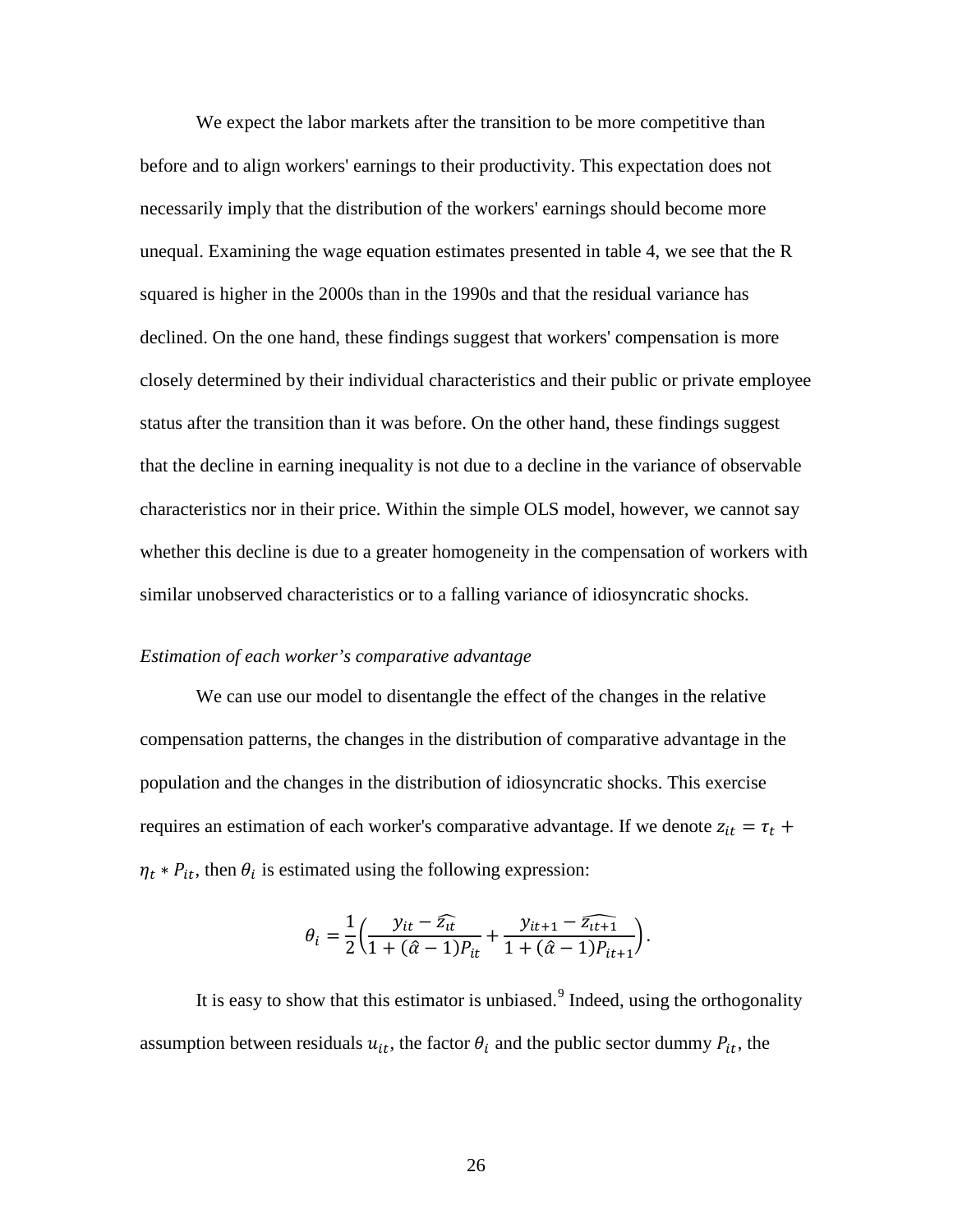We expect the labor markets after the transition to be more competitive than before and to align workers' earnings to their productivity. This expectation does not necessarily imply that the distribution of the workers' earnings should become more unequal. Examining the wage equation estimates presented in table 4, we see that the R squared is higher in the 2000s than in the 1990s and that the residual variance has declined. On the one hand, these findings suggest that workers' compensation is more closely determined by their individual characteristics and their public or private employee status after the transition than it was before. On the other hand, these findings suggest that the decline in earning inequality is not due to a decline in the variance of observable characteristics nor in their price. Within the simple OLS model, however, we cannot say whether this decline is due to a greater homogeneity in the compensation of workers with similar unobserved characteristics or to a falling variance of idiosyncratic shocks.

*Estimation of each worker's comparative advantage*

We can use our model to disentangle the effect of the changes in the relative compensation patterns, the changes in the distribution of comparative advantage in the population and the changes in the distribution of idiosyncratic shocks. This exercise requires an estimation of each worker's comparative advantage. If we denote $z_{it} = \tau_t + \eta_t * P_{it}$, then $\theta_i$ is estimated using the following expression:

$$\theta_i = \frac{1}{2}\left(\frac{y_{it} - \widehat{z_{it}}}{1 + (\hat{\alpha} - 1)P_{it}} + \frac{y_{it+1} - \widehat{z_{it+1}}}{1 + (\hat{\alpha} - 1)P_{it+1}}\right).$$

It is easy to show that this estimator is unbiased.[9] Indeed, using the orthogonality assumption between residuals $u_{it}$, the factor $\theta_i$ and the public sector dummy $P_{it}$, the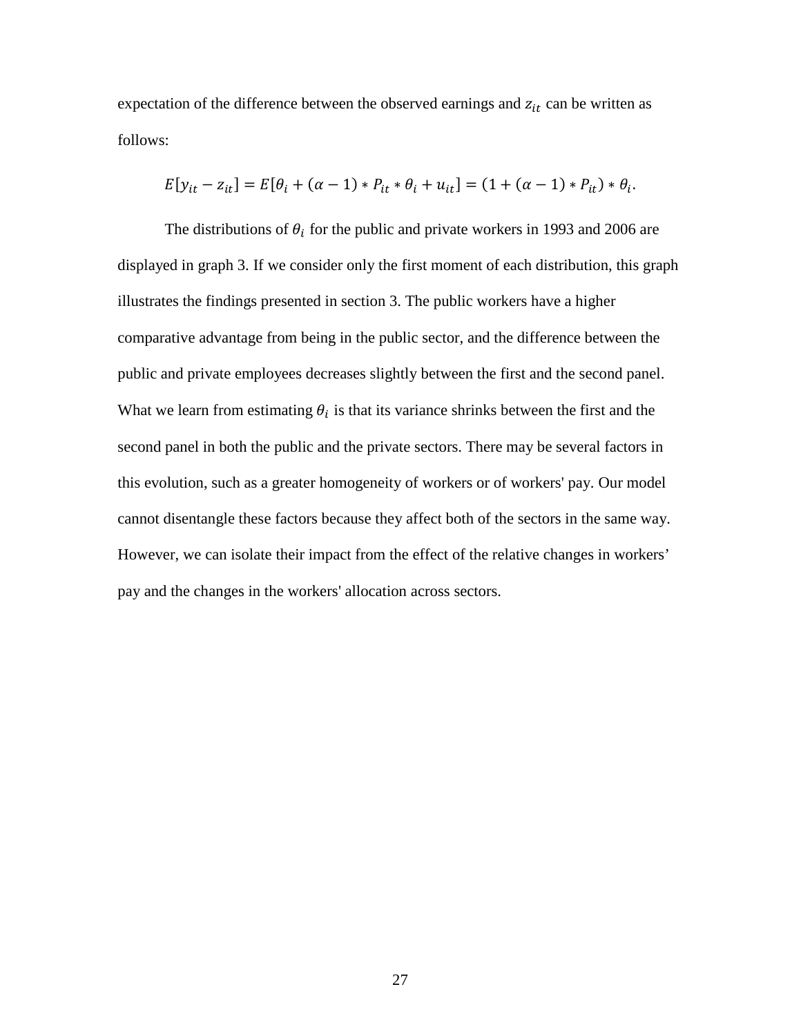expectation of the difference between the observed earnings and $z_{it}$ can be written as follows:

$$E[y_{it} - z_{it}] = E[\theta_i + (\alpha - 1) * P_{it} * \theta_i + u_{it}] = (1 + (\alpha - 1) * P_{it}) * \theta_i.$$

The distributions of $\theta_i$ for the public and private workers in 1993 and 2006 are displayed in graph 3. If we consider only the first moment of each distribution, this graph illustrates the findings presented in section 3. The public workers have a higher comparative advantage from being in the public sector, and the difference between the public and private employees decreases slightly between the first and the second panel. What we learn from estimating $\theta_i$ is that its variance shrinks between the first and the second panel in both the public and the private sectors. There may be several factors in this evolution, such as a greater homogeneity of workers or of workers' pay. Our model cannot disentangle these factors because they affect both of the sectors in the same way. However, we can isolate their impact from the effect of the relative changes in workers' pay and the changes in the workers' allocation across sectors.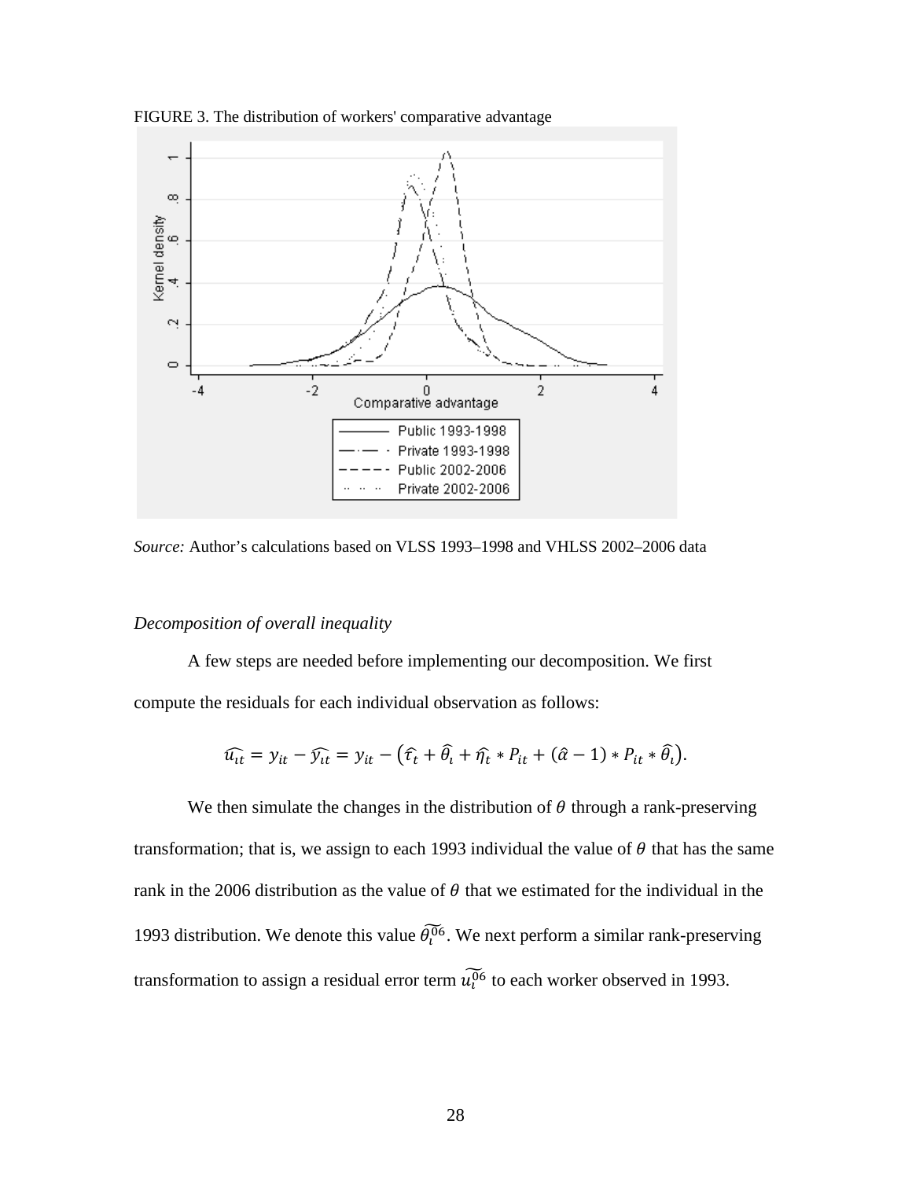FIGURE 3. The distribution of workers' comparative advantage

*Source:* Author's calculations based on VLSS 1993–1998 and VHLSS 2002–2006 data

*Decomposition of overall inequality*

A few steps are needed before implementing our decomposition. We first compute the residuals for each individual observation as follows:

$$\widehat{u_{it}} = y_{it} - \widehat{y_{it}} = y_{it} - \left(\widehat{\tau_t} + \widehat{\theta_i} + \widehat{\eta_t} * P_{it} + (\hat{\alpha} - 1) * P_{it} * \widehat{\theta_i}\right).$$

We then simulate the changes in the distribution of $\theta$ through a rank-preserving transformation; that is, we assign to each 1993 individual the value of $\theta$ that has the same rank in the 2006 distribution as the value of $\theta$ that we estimated for the individual in the 1993 distribution. We denote this value $\widetilde{\theta_i^{06}}$. We next perform a similar rank-preserving transformation to assign a residual error term $\widetilde{u_i^{06}}$ to each worker observed in 1993.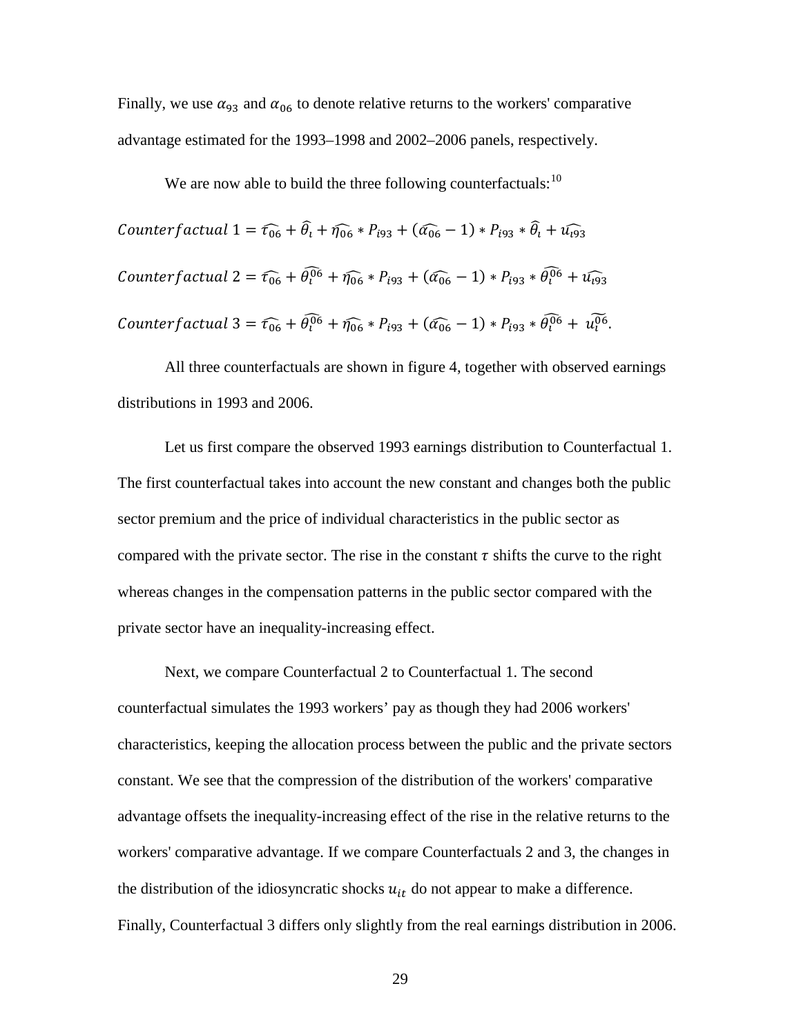Finally, we use $\alpha_{93}$ and $\alpha_{06}$ to denote relative returns to the workers' comparative advantage estimated for the 1993–1998 and 2002–2006 panels, respectively.

We are now able to build the three following counterfactuals:[10]

$$Counterfactual\ 1 = \widehat{\tau_{06}} + \widehat{\theta_i} + \widehat{\eta_{06}} * P_{i93} + (\widehat{\alpha_{06}} - 1) * P_{i93} * \widehat{\theta_i} + \widehat{u_{i93}}$$

$$Counterfactual\ 2 = \widehat{\tau_{06}} + \widehat{\theta_i^{06}} + \widehat{\eta_{06}} * P_{i93} + (\widehat{\alpha_{06}} - 1) * P_{i93} * \widehat{\theta_i^{06}} + \widehat{u_{i93}}$$

$$Counterfactual\ 3 = \widehat{\tau_{06}} + \widehat{\theta_i^{06}} + \widehat{\eta_{06}} * P_{i93} + (\widehat{\alpha_{06}} - 1) * P_{i93} * \widehat{\theta_i^{06}} + \widetilde{u_i^{06}}.$$

All three counterfactuals are shown in figure 4, together with observed earnings distributions in 1993 and 2006.

Let us first compare the observed 1993 earnings distribution to Counterfactual 1. The first counterfactual takes into account the new constant and changes both the public sector premium and the price of individual characteristics in the public sector as compared with the private sector. The rise in the constant $\tau$ shifts the curve to the right whereas changes in the compensation patterns in the public sector compared with the private sector have an inequality-increasing effect.

Next, we compare Counterfactual 2 to Counterfactual 1. The second counterfactual simulates the 1993 workers' pay as though they had 2006 workers' characteristics, keeping the allocation process between the public and the private sectors constant. We see that the compression of the distribution of the workers' comparative advantage offsets the inequality-increasing effect of the rise in the relative returns to the workers' comparative advantage. If we compare Counterfactuals 2 and 3, the changes in the distribution of the idiosyncratic shocks $u_{it}$ do not appear to make a difference. Finally, Counterfactual 3 differs only slightly from the real earnings distribution in 2006.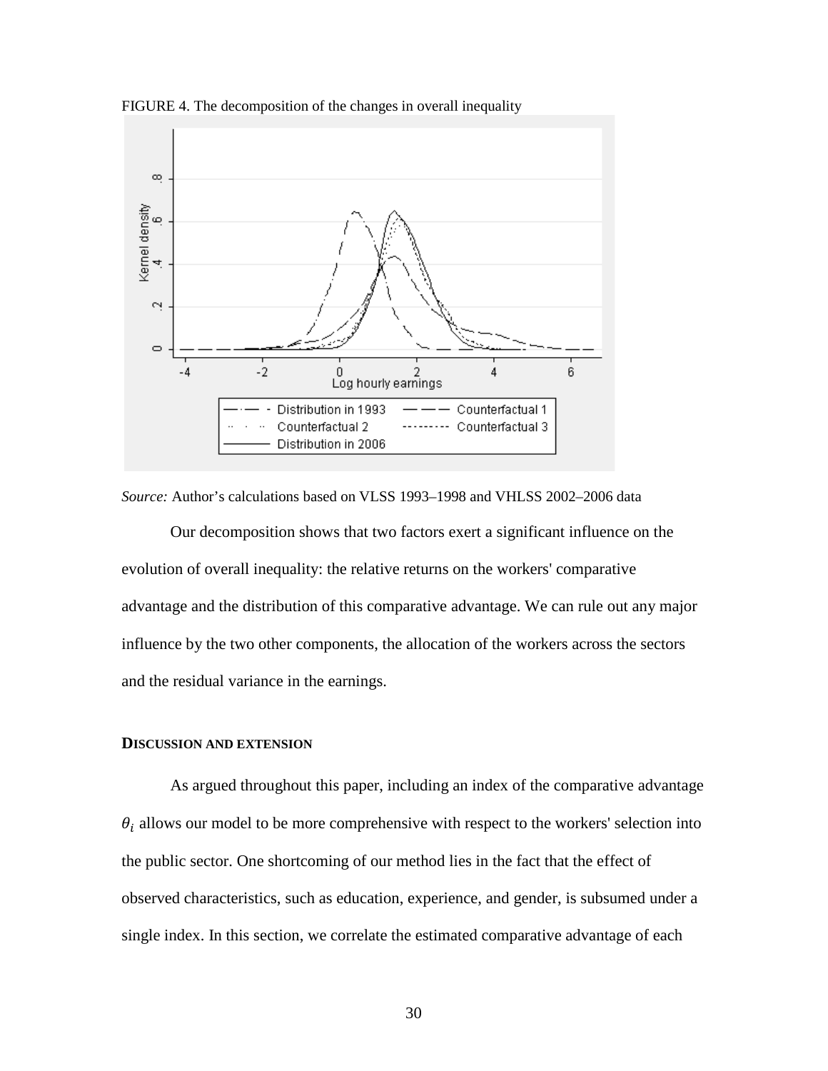FIGURE 4. The decomposition of the changes in overall inequality

*Source:* Author's calculations based on VLSS 1993–1998 and VHLSS 2002–2006 data

Our decomposition shows that two factors exert a significant influence on the evolution of overall inequality: the relative returns on the workers' comparative advantage and the distribution of this comparative advantage. We can rule out any major influence by the two other components, the allocation of the workers across the sectors and the residual variance in the earnings.

#### DISCUSSION AND EXTENSION

As argued throughout this paper, including an index of the comparative advantage $\theta_i$ allows our model to be more comprehensive with respect to the workers' selection into the public sector. One shortcoming of our method lies in the fact that the effect of observed characteristics, such as education, experience, and gender, is subsumed under a single index. In this section, we correlate the estimated comparative advantage of each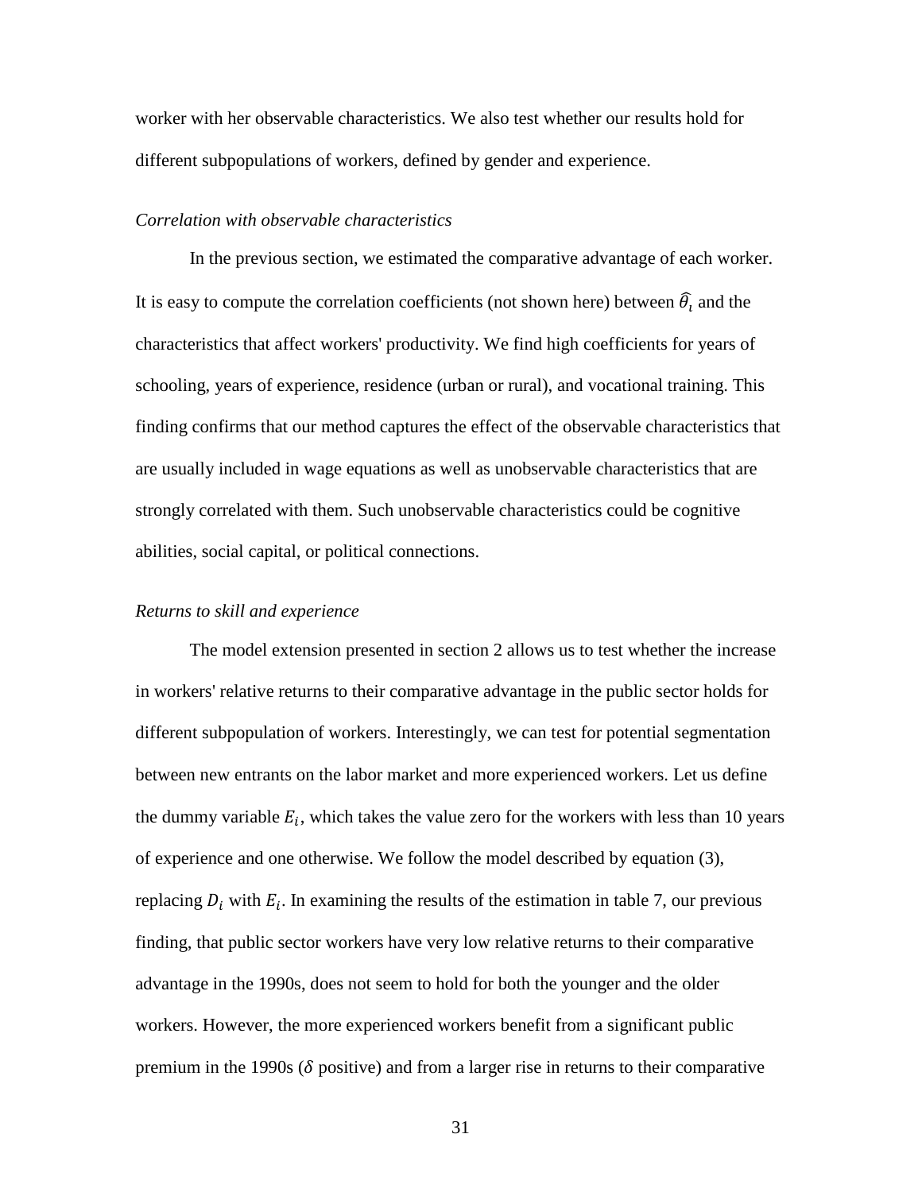worker with her observable characteristics. We also test whether our results hold for different subpopulations of workers, defined by gender and experience.

*Correlation with observable characteristics*

In the previous section, we estimated the comparative advantage of each worker. It is easy to compute the correlation coefficients (not shown here) between $\widehat{\theta_i}$ and the characteristics that affect workers' productivity. We find high coefficients for years of schooling, years of experience, residence (urban or rural), and vocational training. This finding confirms that our method captures the effect of the observable characteristics that are usually included in wage equations as well as unobservable characteristics that are strongly correlated with them. Such unobservable characteristics could be cognitive abilities, social capital, or political connections.

*Returns to skill and experience*

The model extension presented in section 2 allows us to test whether the increase in workers' relative returns to their comparative advantage in the public sector holds for different subpopulation of workers. Interestingly, we can test for potential segmentation between new entrants on the labor market and more experienced workers. Let us define the dummy variable $E_i$, which takes the value zero for the workers with less than 10 years of experience and one otherwise. We follow the model described by equation (3), replacing $D_i$ with $E_i$. In examining the results of the estimation in table 7, our previous finding, that public sector workers have very low relative returns to their comparative advantage in the 1990s, does not seem to hold for both the younger and the older workers. However, the more experienced workers benefit from a significant public premium in the 1990s ($\delta$ positive) and from a larger rise in returns to their comparative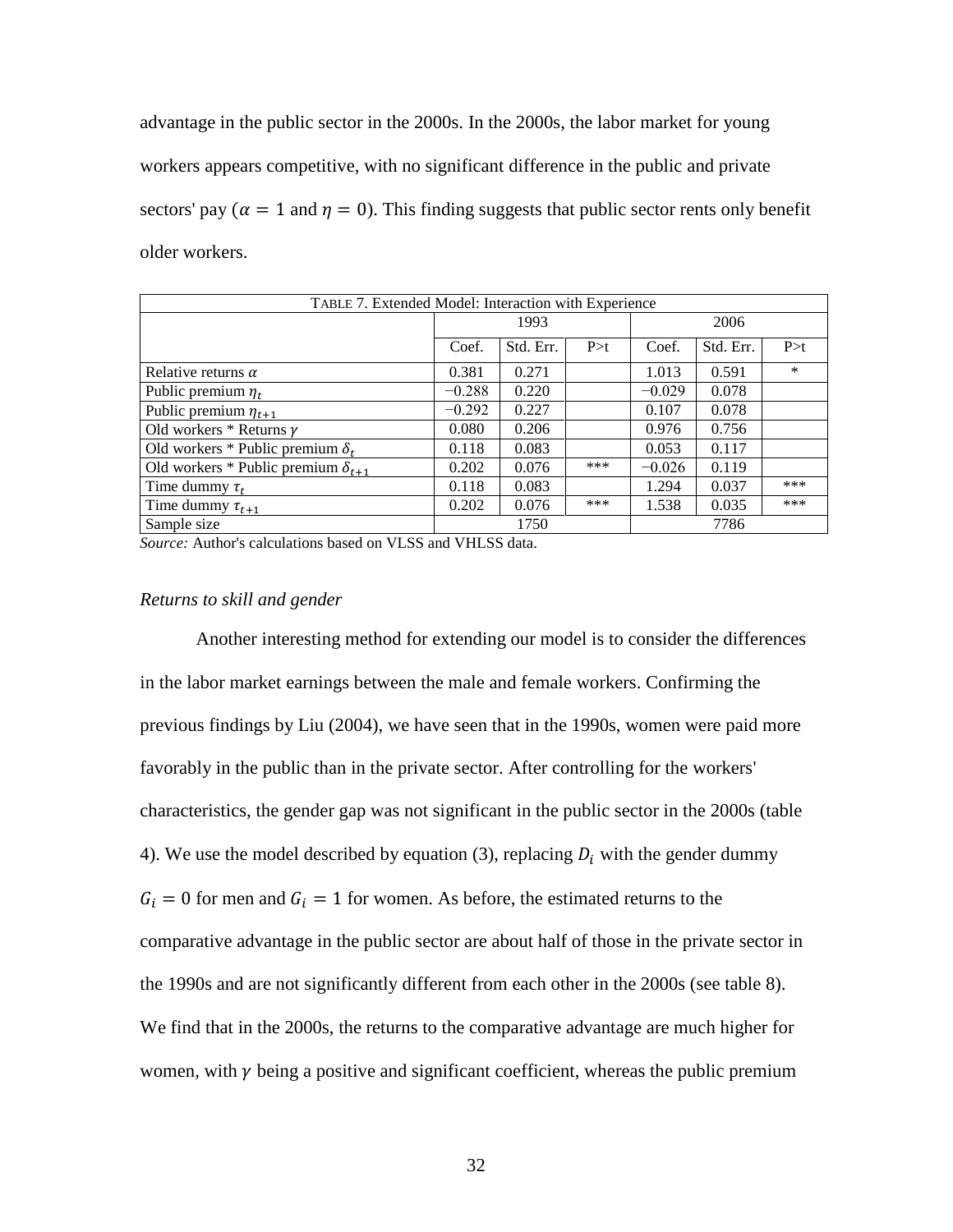advantage in the public sector in the 2000s. In the 2000s, the labor market for young workers appears competitive, with no significant difference in the public and private sectors' pay ($\alpha = 1$ and $\eta = 0$). This finding suggests that public sector rents only benefit older workers.

| TABLE 7. Extended Model: Interaction with Experience | | | | | | |
|---|---|---|---|---|---|---|
| | 1993 | | | 2006 | | |
| | Coef. | Std. Err. | P>t | Coef. | Std. Err. | P>t |
| Relative returns $\alpha$ | 0.381 | 0.271 | | 1.013 | 0.591 | * |
| Public premium $\eta_t$ | −0.288 | 0.220 | | −0.029 | 0.078 | |
| Public premium $\eta_{t+1}$ | −0.292 | 0.227 | | 0.107 | 0.078 | |
| Old workers * Returns $\gamma$ | 0.080 | 0.206 | | 0.976 | 0.756 | |
| Old workers * Public premium $\delta_t$ | 0.118 | 0.083 | | 0.053 | 0.117 | |
| Old workers * Public premium $\delta_{t+1}$ | 0.202 | 0.076 | *** | −0.026 | 0.119 | |
| Time dummy $\tau_t$ | 0.118 | 0.083 | | 1.294 | 0.037 | *** |
| Time dummy $\tau_{t+1}$ | 0.202 | 0.076 | *** | 1.538 | 0.035 | *** |
| Sample size | 1750 | | | 7786 | | |

*Source:* Author's calculations based on VLSS and VHLSS data.

*Returns to skill and gender*

Another interesting method for extending our model is to consider the differences in the labor market earnings between the male and female workers. Confirming the previous findings by Liu (2004), we have seen that in the 1990s, women were paid more favorably in the public than in the private sector. After controlling for the workers' characteristics, the gender gap was not significant in the public sector in the 2000s (table 4). We use the model described by equation (3), replacing $D_i$ with the gender dummy $G_i = 0$ for men and $G_i = 1$ for women. As before, the estimated returns to the comparative advantage in the public sector are about half of those in the private sector in the 1990s and are not significantly different from each other in the 2000s (see table 8). We find that in the 2000s, the returns to the comparative advantage are much higher for women, with $\gamma$ being a positive and significant coefficient, whereas the public premium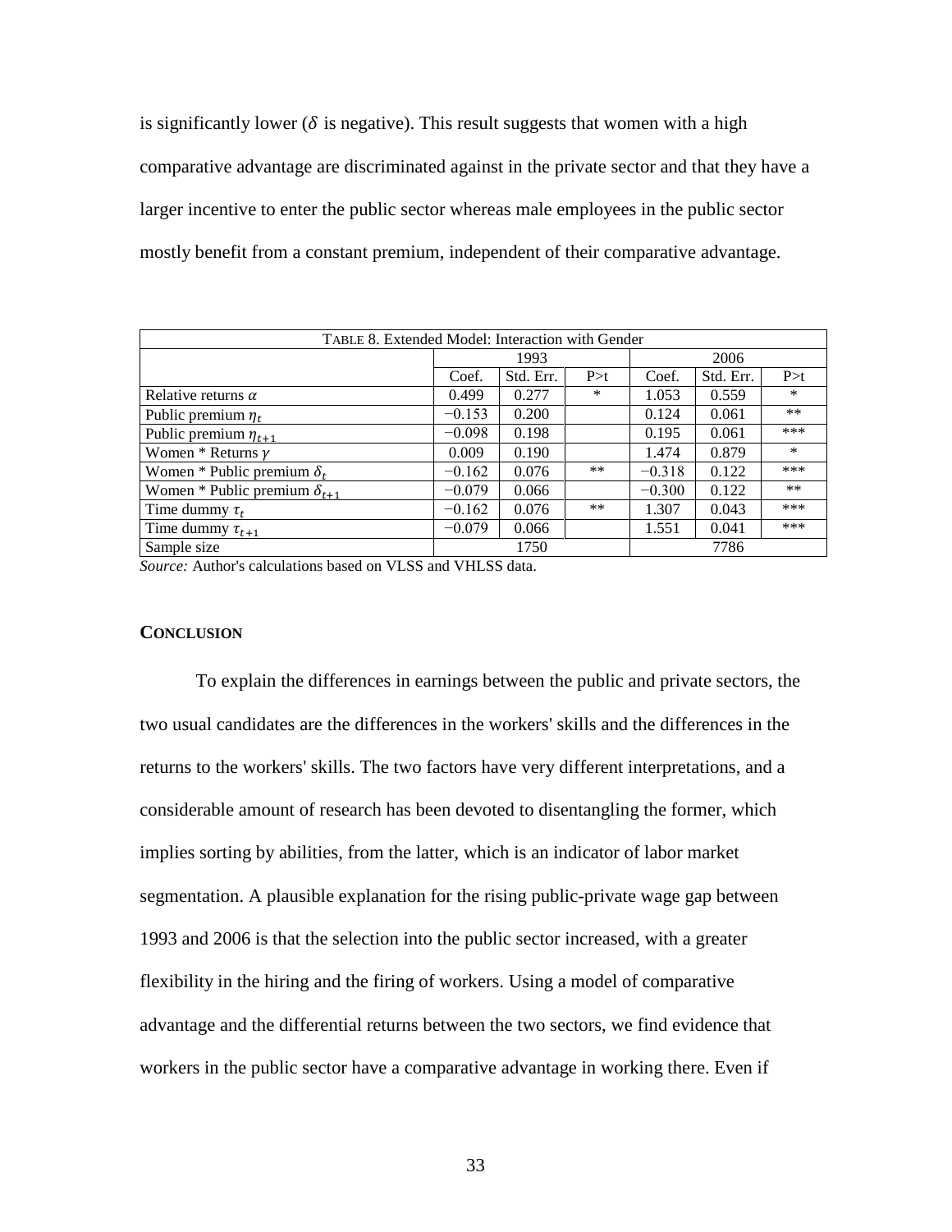is significantly lower ($\delta$ is negative). This result suggests that women with a high comparative advantage are discriminated against in the private sector and that they have a larger incentive to enter the public sector whereas male employees in the public sector mostly benefit from a constant premium, independent of their comparative advantage.

| TABLE 8. Extended Model: Interaction with Gender | | | | | | |
|---|---|---|---|---|---|---|
| | 1993 | | | 2006 | | |
| | Coef. | Std. Err. | P>t | Coef. | Std. Err. | P>t |
| Relative returns $\alpha$ | 0.499 | 0.277 | * | 1.053 | 0.559 | * |
| Public premium $\eta_t$ | $-0.153$ | 0.200 | | 0.124 | 0.061 | ** |
| Public premium $\eta_{t+1}$ | $-0.098$ | 0.198 | | 0.195 | 0.061 | *** |
| Women * Returns $\gamma$ | 0.009 | 0.190 | | 1.474 | 0.879 | * |
| Women * Public premium $\delta_t$ | $-0.162$ | 0.076 | ** | $-0.318$ | 0.122 | *** |
| Women * Public premium $\delta_{t+1}$ | $-0.079$ | 0.066 | | $-0.300$ | 0.122 | ** |
| Time dummy $\tau_t$ | $-0.162$ | 0.076 | ** | 1.307 | 0.043 | *** |
| Time dummy $\tau_{t+1}$ | $-0.079$ | 0.066 | | 1.551 | 0.041 | *** |
| Sample size | 1750 | | | 7786 | | |

*Source:* Author's calculations based on VLSS and VHLSS data.

## CONCLUSION

To explain the differences in earnings between the public and private sectors, the two usual candidates are the differences in the workers' skills and the differences in the returns to the workers' skills. The two factors have very different interpretations, and a considerable amount of research has been devoted to disentangling the former, which implies sorting by abilities, from the latter, which is an indicator of labor market segmentation. A plausible explanation for the rising public-private wage gap between 1993 and 2006 is that the selection into the public sector increased, with a greater flexibility in the hiring and the firing of workers. Using a model of comparative advantage and the differential returns between the two sectors, we find evidence that workers in the public sector have a comparative advantage in working there. Even if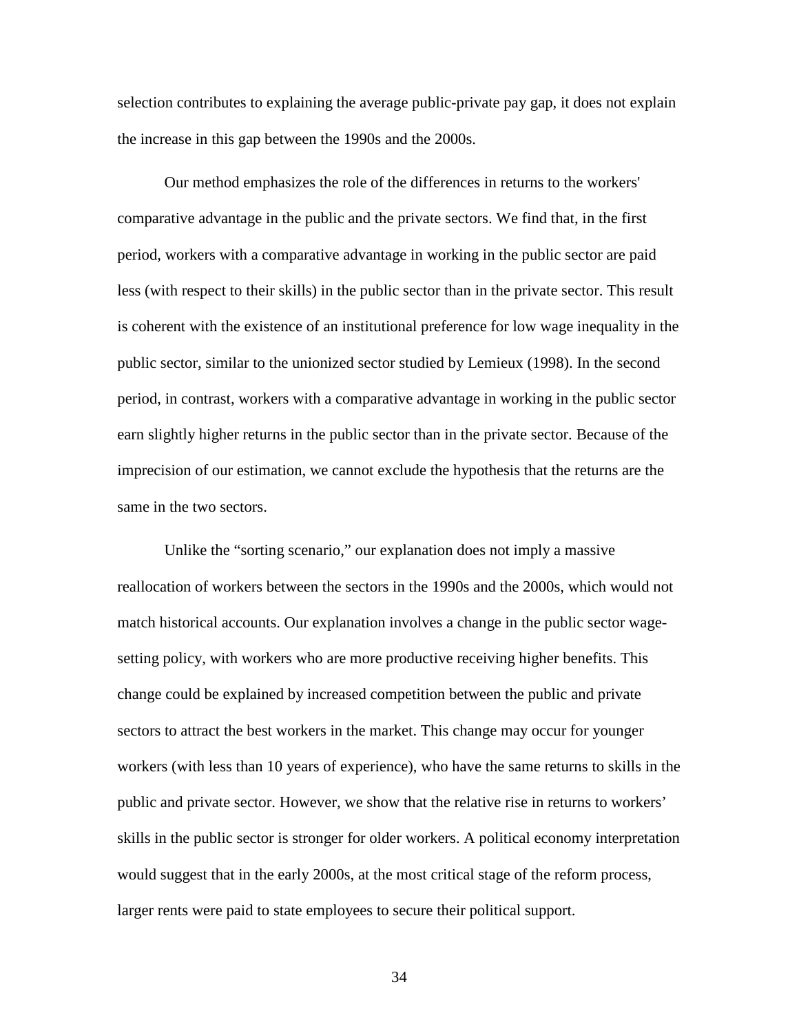selection contributes to explaining the average public-private pay gap, it does not explain the increase in this gap between the 1990s and the 2000s.

Our method emphasizes the role of the differences in returns to the workers' comparative advantage in the public and the private sectors. We find that, in the first period, workers with a comparative advantage in working in the public sector are paid less (with respect to their skills) in the public sector than in the private sector. This result is coherent with the existence of an institutional preference for low wage inequality in the public sector, similar to the unionized sector studied by Lemieux (1998). In the second period, in contrast, workers with a comparative advantage in working in the public sector earn slightly higher returns in the public sector than in the private sector. Because of the imprecision of our estimation, we cannot exclude the hypothesis that the returns are the same in the two sectors.

Unlike the "sorting scenario," our explanation does not imply a massive reallocation of workers between the sectors in the 1990s and the 2000s, which would not match historical accounts. Our explanation involves a change in the public sector wage-setting policy, with workers who are more productive receiving higher benefits. This change could be explained by increased competition between the public and private sectors to attract the best workers in the market. This change may occur for younger workers (with less than 10 years of experience), who have the same returns to skills in the public and private sector. However, we show that the relative rise in returns to workers' skills in the public sector is stronger for older workers. A political economy interpretation would suggest that in the early 2000s, at the most critical stage of the reform process, larger rents were paid to state employees to secure their political support.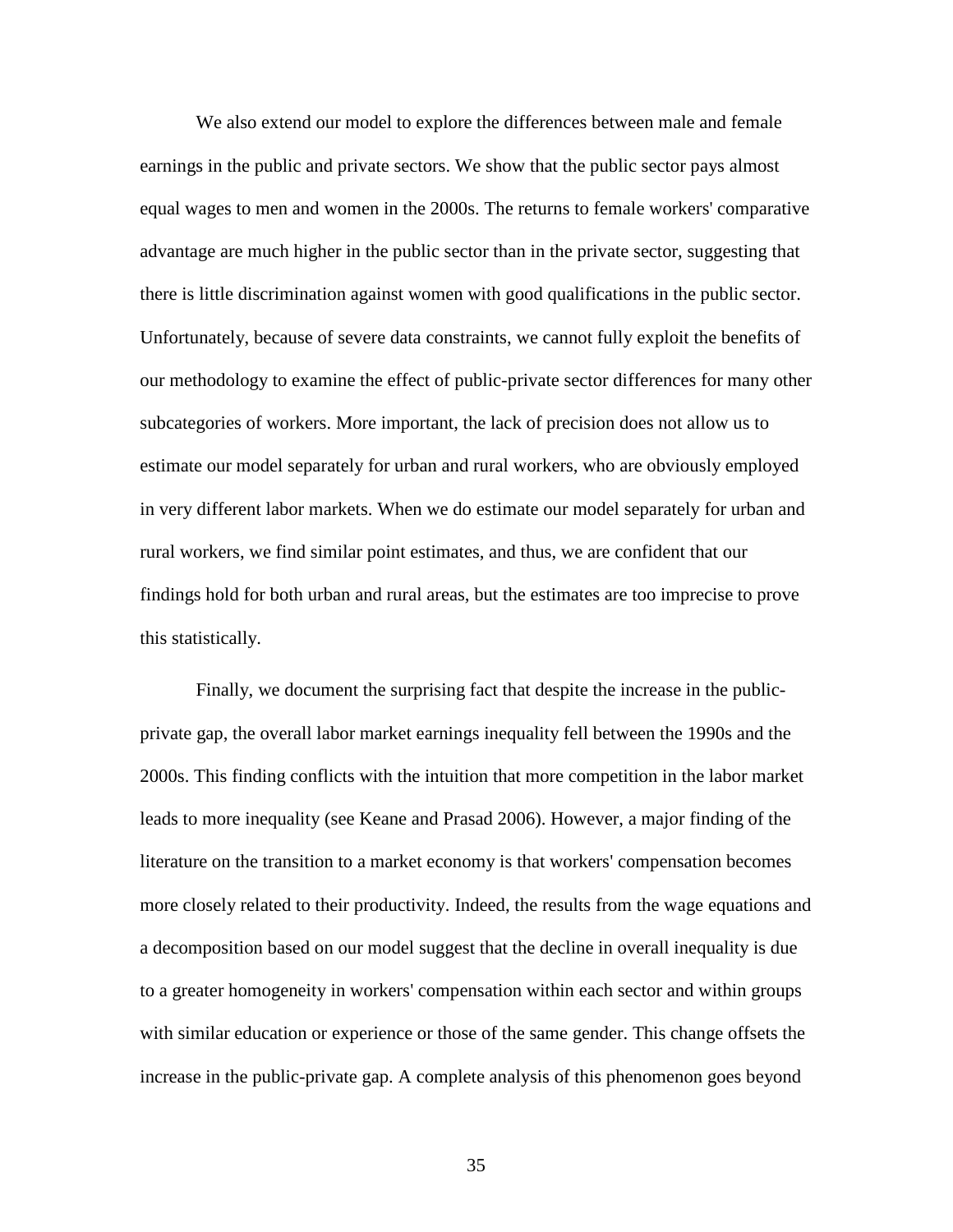We also extend our model to explore the differences between male and female earnings in the public and private sectors. We show that the public sector pays almost equal wages to men and women in the 2000s. The returns to female workers' comparative advantage are much higher in the public sector than in the private sector, suggesting that there is little discrimination against women with good qualifications in the public sector. Unfortunately, because of severe data constraints, we cannot fully exploit the benefits of our methodology to examine the effect of public-private sector differences for many other subcategories of workers. More important, the lack of precision does not allow us to estimate our model separately for urban and rural workers, who are obviously employed in very different labor markets. When we do estimate our model separately for urban and rural workers, we find similar point estimates, and thus, we are confident that our findings hold for both urban and rural areas, but the estimates are too imprecise to prove this statistically.

Finally, we document the surprising fact that despite the increase in the public-private gap, the overall labor market earnings inequality fell between the 1990s and the 2000s. This finding conflicts with the intuition that more competition in the labor market leads to more inequality (see Keane and Prasad 2006). However, a major finding of the literature on the transition to a market economy is that workers' compensation becomes more closely related to their productivity. Indeed, the results from the wage equations and a decomposition based on our model suggest that the decline in overall inequality is due to a greater homogeneity in workers' compensation within each sector and within groups with similar education or experience or those of the same gender. This change offsets the increase in the public-private gap. A complete analysis of this phenomenon goes beyond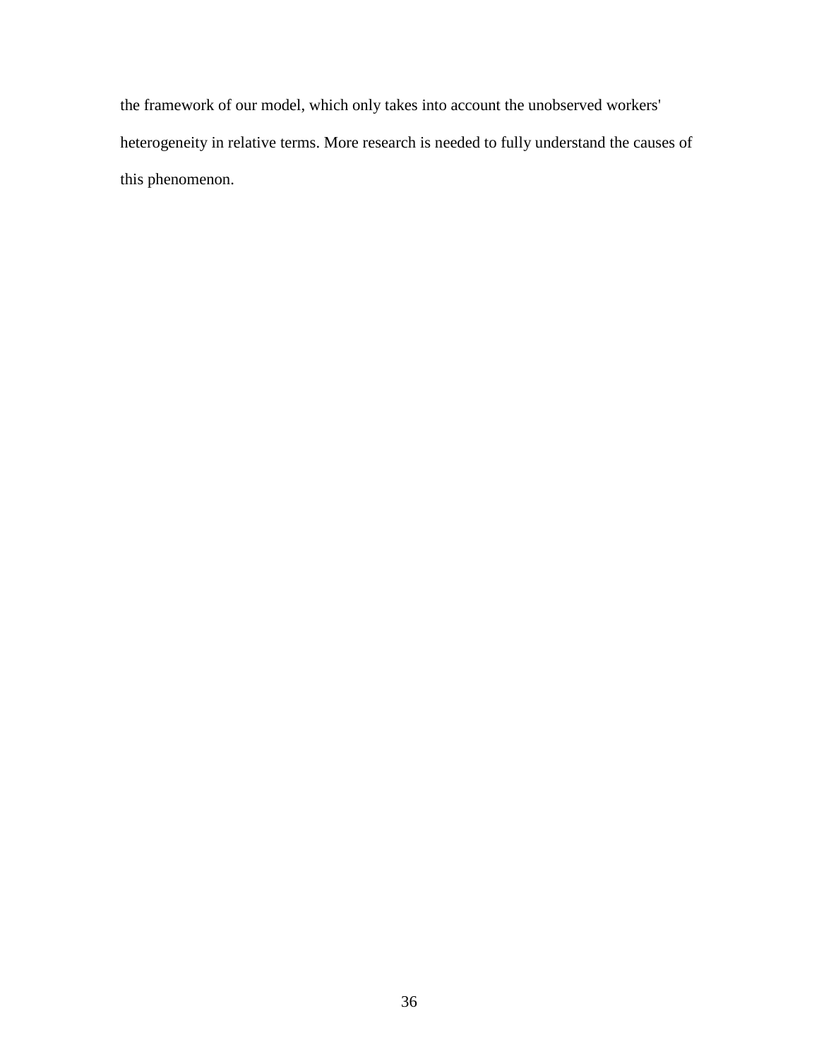the framework of our model, which only takes into account the unobserved workers' heterogeneity in relative terms. More research is needed to fully understand the causes of this phenomenon.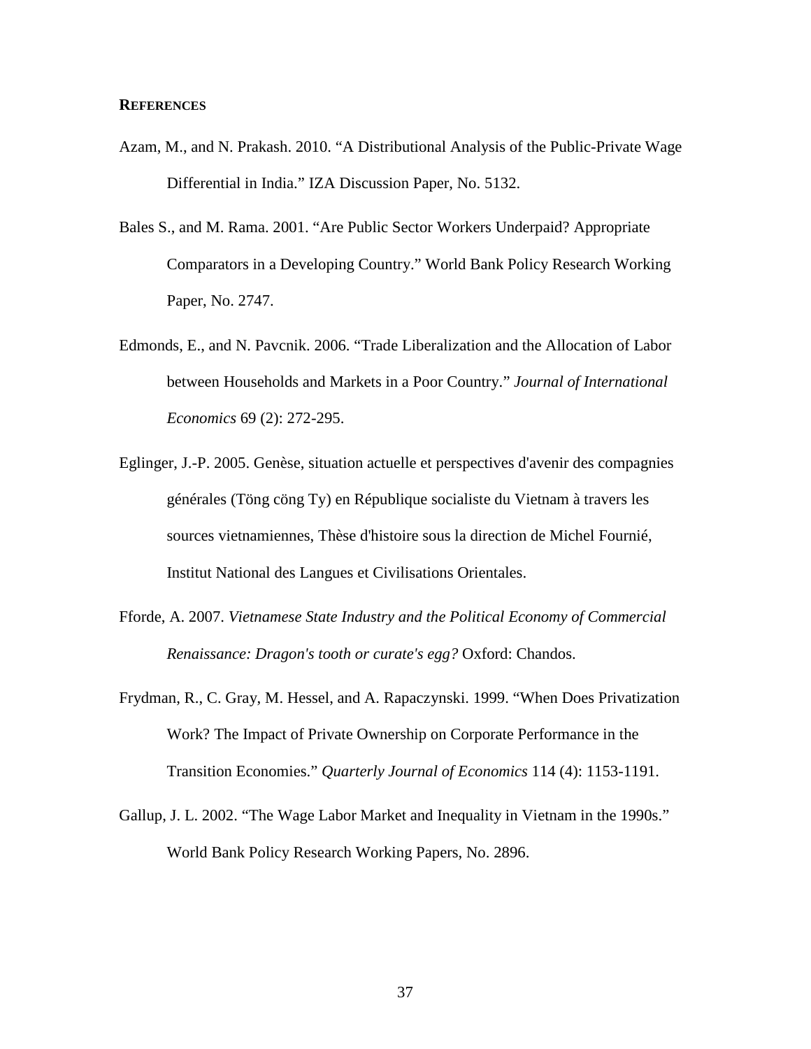## REFERENCES

Azam, M., and N. Prakash. 2010. "A Distributional Analysis of the Public-Private Wage Differential in India." IZA Discussion Paper, No. 5132.

Bales S., and M. Rama. 2001. "Are Public Sector Workers Underpaid? Appropriate Comparators in a Developing Country." World Bank Policy Research Working Paper, No. 2747.

Edmonds, E., and N. Pavcnik. 2006. "Trade Liberalization and the Allocation of Labor between Households and Markets in a Poor Country." *Journal of International Economics* 69 (2): 272-295.

Eglinger, J.-P. 2005. Genèse, situation actuelle et perspectives d'avenir des compagnies générales (Töng cöng Ty) en République socialiste du Vietnam à travers les sources vietnamiennes, Thèse d'histoire sous la direction de Michel Fournié, Institut National des Langues et Civilisations Orientales.

Fforde, A. 2007. *Vietnamese State Industry and the Political Economy of Commercial Renaissance: Dragon's tooth or curate's egg?* Oxford: Chandos.

Frydman, R., C. Gray, M. Hessel, and A. Rapaczynski. 1999. "When Does Privatization Work? The Impact of Private Ownership on Corporate Performance in the Transition Economies." *Quarterly Journal of Economics* 114 (4): 1153-1191.

Gallup, J. L. 2002. "The Wage Labor Market and Inequality in Vietnam in the 1990s." World Bank Policy Research Working Papers, No. 2896.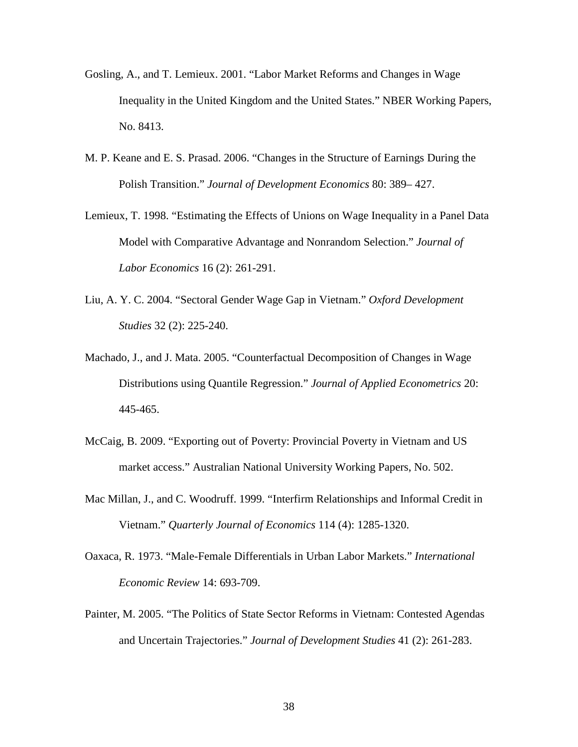Gosling, A., and T. Lemieux. 2001. "Labor Market Reforms and Changes in Wage Inequality in the United Kingdom and the United States." NBER Working Papers, No. 8413.

M. P. Keane and E. S. Prasad. 2006. "Changes in the Structure of Earnings During the Polish Transition." *Journal of Development Economics* 80: 389– 427.

Lemieux, T. 1998. "Estimating the Effects of Unions on Wage Inequality in a Panel Data Model with Comparative Advantage and Nonrandom Selection." *Journal of Labor Economics* 16 (2): 261-291.

Liu, A. Y. C. 2004. "Sectoral Gender Wage Gap in Vietnam." *Oxford Development Studies* 32 (2): 225-240.

Machado, J., and J. Mata. 2005. "Counterfactual Decomposition of Changes in Wage Distributions using Quantile Regression." *Journal of Applied Econometrics* 20: 445-465.

McCaig, B. 2009. "Exporting out of Poverty: Provincial Poverty in Vietnam and US market access." Australian National University Working Papers, No. 502.

Mac Millan, J., and C. Woodruff. 1999. "Interfirm Relationships and Informal Credit in Vietnam." *Quarterly Journal of Economics* 114 (4): 1285-1320.

Oaxaca, R. 1973. "Male-Female Differentials in Urban Labor Markets." *International Economic Review* 14: 693-709.

Painter, M. 2005. "The Politics of State Sector Reforms in Vietnam: Contested Agendas and Uncertain Trajectories." *Journal of Development Studies* 41 (2): 261-283.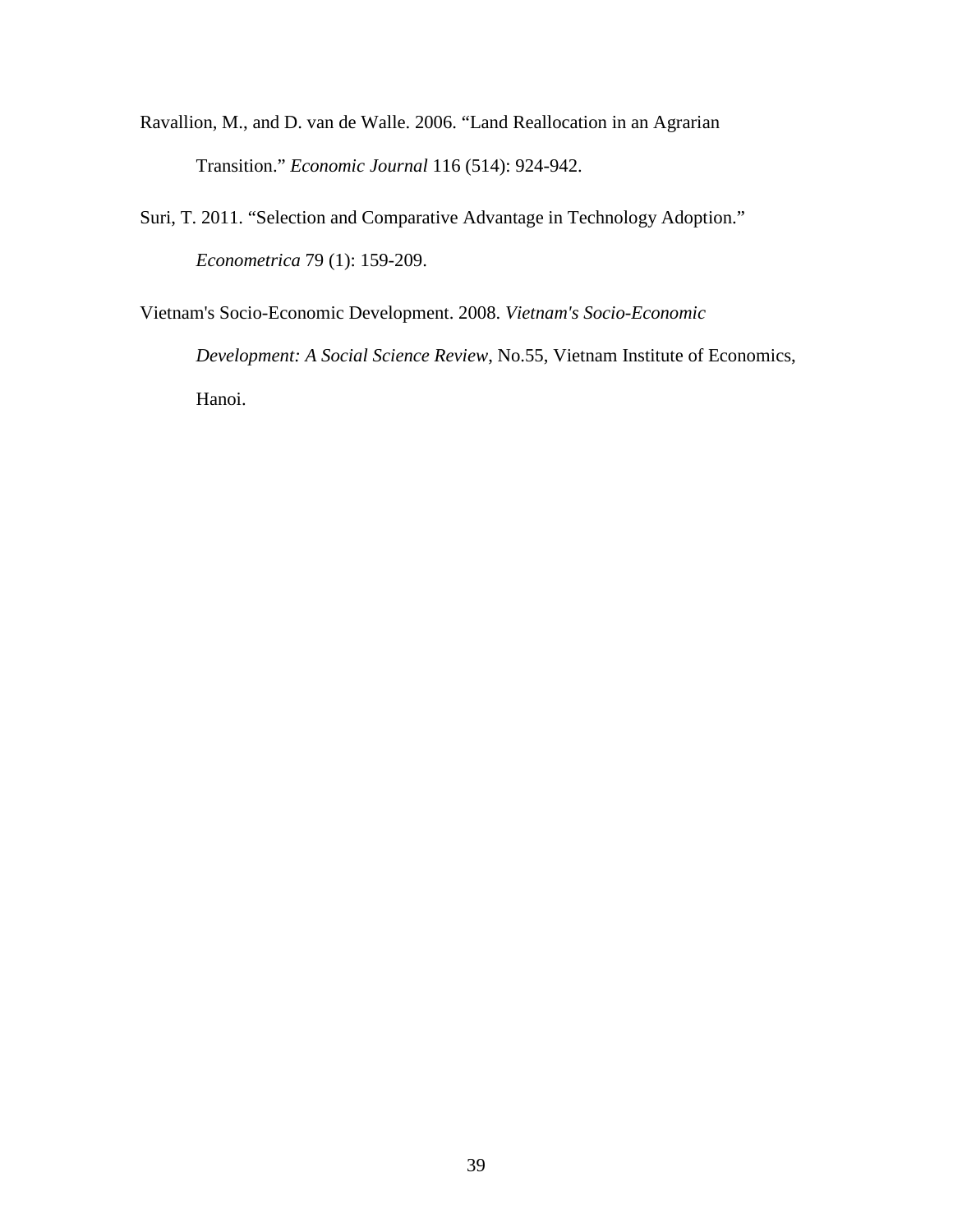Ravallion, M., and D. van de Walle. 2006. “Land Reallocation in an Agrarian Transition.” *Economic Journal* 116 (514): 924-942.

Suri, T. 2011. “Selection and Comparative Advantage in Technology Adoption.” *Econometrica* 79 (1): 159-209.

Vietnam's Socio-Economic Development. 2008. *Vietnam's Socio-Economic Development: A Social Science Review*, No.55, Vietnam Institute of Economics, Hanoi.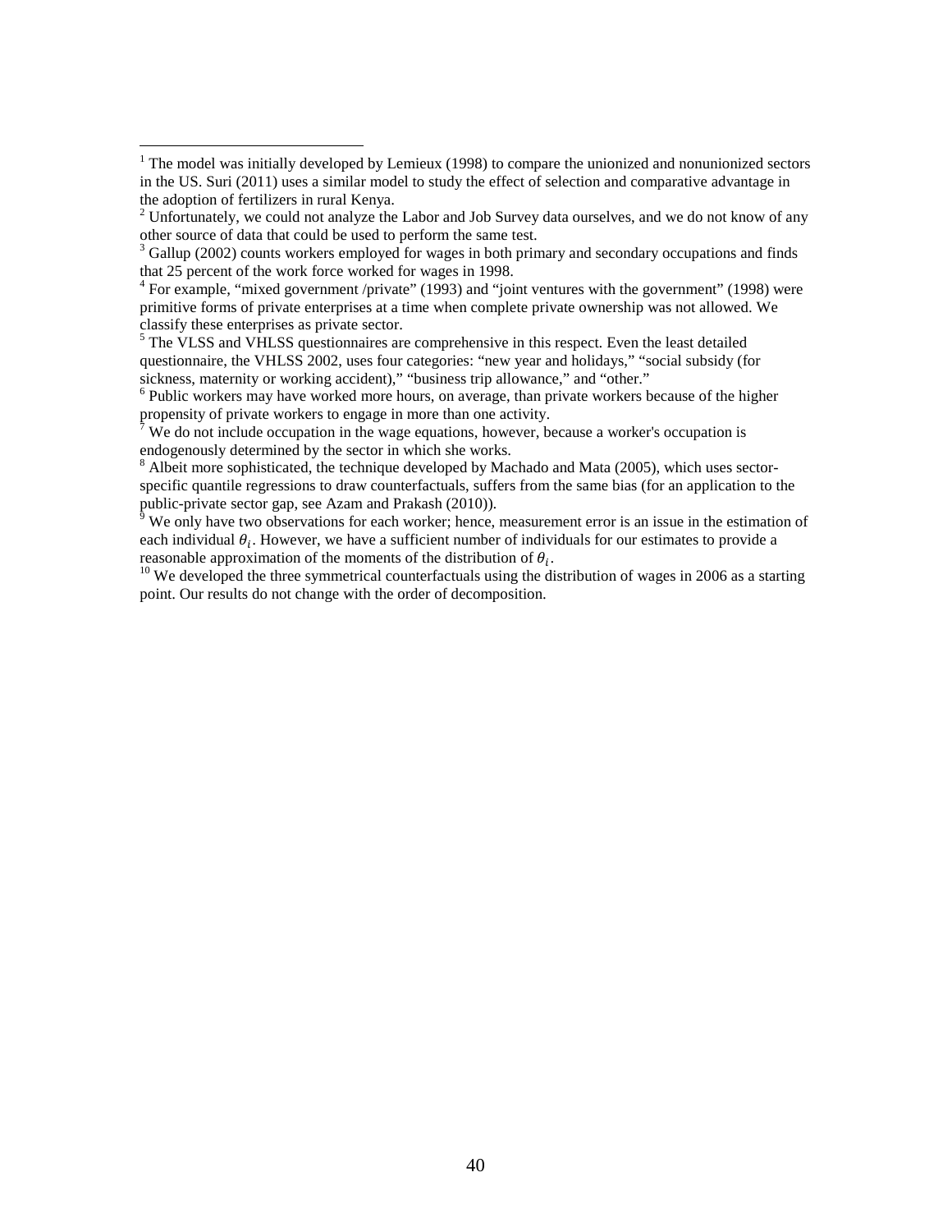[1] The model was initially developed by Lemieux (1998) to compare the unionized and nonunionized sectors in the US. Suri (2011) uses a similar model to study the effect of selection and comparative advantage in the adoption of fertilizers in rural Kenya.

[2] Unfortunately, we could not analyze the Labor and Job Survey data ourselves, and we do not know of any other source of data that could be used to perform the same test.

[3] Gallup (2002) counts workers employed for wages in both primary and secondary occupations and finds that 25 percent of the work force worked for wages in 1998.

[4] For example, "mixed government /private" (1993) and "joint ventures with the government" (1998) were primitive forms of private enterprises at a time when complete private ownership was not allowed. We classify these enterprises as private sector.

[5] The VLSS and VHLSS questionnaires are comprehensive in this respect. Even the least detailed questionnaire, the VHLSS 2002, uses four categories: "new year and holidays," "social subsidy (for sickness, maternity or working accident)," "business trip allowance," and "other."

[6] Public workers may have worked more hours, on average, than private workers because of the higher propensity of private workers to engage in more than one activity.

[7] We do not include occupation in the wage equations, however, because a worker's occupation is endogenously determined by the sector in which she works.

[8] Albeit more sophisticated, the technique developed by Machado and Mata (2005), which uses sector-specific quantile regressions to draw counterfactuals, suffers from the same bias (for an application to the public-private sector gap, see Azam and Prakash (2010)).

[9] We only have two observations for each worker; hence, measurement error is an issue in the estimation of each individual $\theta_i$. However, we have a sufficient number of individuals for our estimates to provide a reasonable approximation of the moments of the distribution of $\theta_i$.

[10] We developed the three symmetrical counterfactuals using the distribution of wages in 2006 as a starting point. Our results do not change with the order of decomposition.